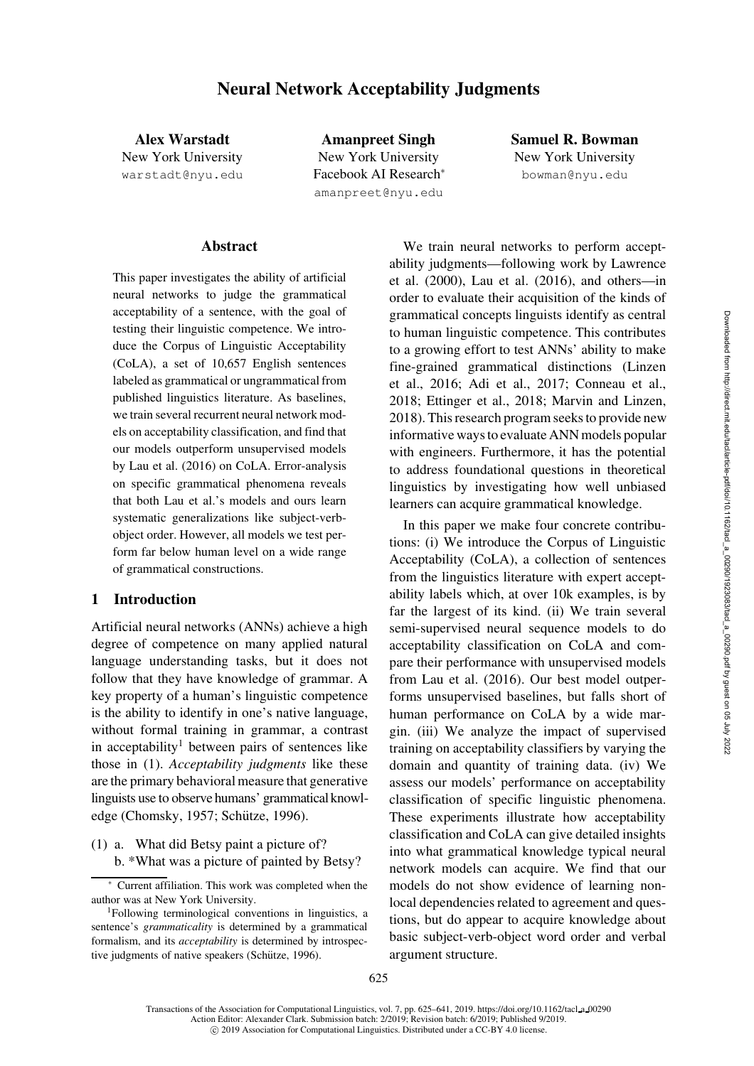# Neural Network Acceptability Judgments

**Alex Warstadt**
New York University
warstadt@nyu.edu

**Amanpreet Singh**
New York University
Facebook AI Research*
amanpreet@nyu.edu

**Samuel R. Bowman**
New York University
bowman@nyu.edu

## Abstract

This paper investigates the ability of artificial neural networks to judge the grammatical acceptability of a sentence, with the goal of testing their linguistic competence. We introduce the Corpus of Linguistic Acceptability (CoLA), a set of 10,657 English sentences labeled as grammatical or ungrammatical from published linguistics literature. As baselines, we train several recurrent neural network models on acceptability classification, and find that our models outperform unsupervised models by Lau et al. (2016) on CoLA. Error-analysis on specific grammatical phenomena reveals that both Lau et al.'s models and ours learn systematic generalizations like subject-verb-object order. However, all models we test perform far below human level on a wide range of grammatical constructions.

## 1 Introduction

Artificial neural networks (ANNs) achieve a high degree of competence on many applied natural language understanding tasks, but it does not follow that they have knowledge of grammar. A key property of a human's linguistic competence is the ability to identify in one's native language, without formal training in grammar, a contrast in acceptability[1] between pairs of sentences like those in (1). *Acceptability judgments* like these are the primary behavioral measure that generative linguists use to observe humans' grammatical knowledge (Chomsky, 1957; Schütze, 1996).

(1) a. What did Betsy paint a picture of?
b. *What was a picture of painted by Betsy?

We train neural networks to perform acceptability judgments—following work by Lawrence et al. (2000), Lau et al. (2016), and others—in order to evaluate their acquisition of the kinds of grammatical concepts linguists identify as central to human linguistic competence. This contributes to a growing effort to test ANNs' ability to make fine-grained grammatical distinctions (Linzen et al., 2016; Adi et al., 2017; Conneau et al., 2018; Ettinger et al., 2018; Marvin and Linzen, 2018). This research program seeks to provide new informative ways to evaluate ANN models popular with engineers. Furthermore, it has the potential to address foundational questions in theoretical linguistics by investigating how well unbiased learners can acquire grammatical knowledge.

In this paper we make four concrete contributions: (i) We introduce the Corpus of Linguistic Acceptability (CoLA), a collection of sentences from the linguistics literature with expert acceptability labels which, at over 10k examples, is by far the largest of its kind. (ii) We train several semi-supervised neural sequence models to do acceptability classification on CoLA and compare their performance with unsupervised models from Lau et al. (2016). Our best model outperforms unsupervised baselines, but falls short of human performance on CoLA by a wide margin. (iii) We analyze the impact of supervised training on acceptability classifiers by varying the domain and quantity of training data. (iv) We assess our models' performance on acceptability classification of specific linguistic phenomena. These experiments illustrate how acceptability classification and CoLA can give detailed insights into what grammatical knowledge typical neural network models can acquire. We find that our models do not show evidence of learning non-local dependencies related to agreement and questions, but do appear to acquire knowledge about basic subject-verb-object word order and verbal argument structure.

---

* Current affiliation. This work was completed when the author was at New York University.

[1] Following terminological conventions in linguistics, a sentence's *grammaticality* is determined by a grammatical formalism, and its *acceptability* is determined by introspective judgments of native speakers (Schütze, 1996).

Transactions of the Association for Computational Linguistics, vol. 7, pp. 625–641, 2019. https://doi.org/10.1162/tacl_a_00290
Action Editor: Alexander Clark. Submission batch: 2/2019; Revision batch: 6/2019; Published 9/2019.
© 2019 Association for Computational Linguistics. Distributed under a CC-BY 4.0 license.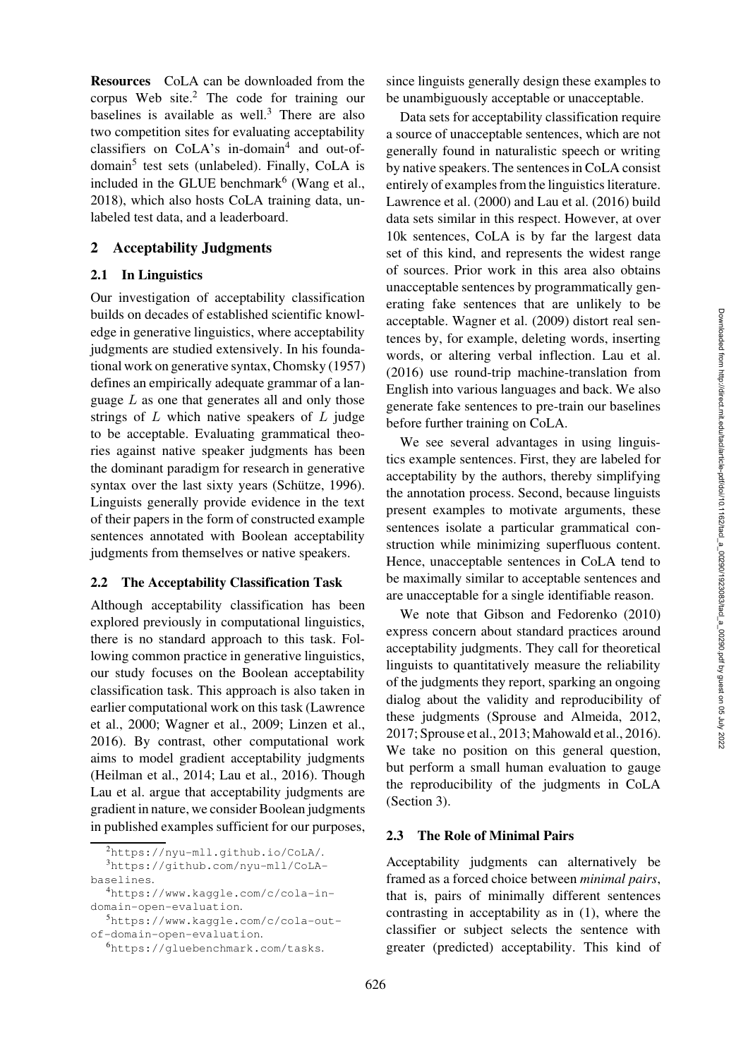**Resources** CoLA can be downloaded from the corpus Web site.[2] The code for training our baselines is available as well.[3] There are also two competition sites for evaluating acceptability classifiers on CoLA's in-domain[4] and out-of-domain[5] test sets (unlabeled). Finally, CoLA is included in the GLUE benchmark[6] (Wang et al., 2018), which also hosts CoLA training data, unlabeled test data, and a leaderboard.

## 2 Acceptability Judgments

### 2.1 In Linguistics

Our investigation of acceptability classification builds on decades of established scientific knowledge in generative linguistics, where acceptability judgments are studied extensively. In his foundational work on generative syntax, Chomsky (1957) defines an empirically adequate grammar of a language $L$ as one that generates all and only those strings of $L$ which native speakers of $L$ judge to be acceptable. Evaluating grammatical theories against native speaker judgments has been the dominant paradigm for research in generative syntax over the last sixty years (Schütze, 1996). Linguists generally provide evidence in the text of their papers in the form of constructed example sentences annotated with Boolean acceptability judgments from themselves or native speakers.

### 2.2 The Acceptability Classification Task

Although acceptability classification has been explored previously in computational linguistics, there is no standard approach to this task. Following common practice in generative linguistics, our study focuses on the Boolean acceptability classification task. This approach is also taken in earlier computational work on this task (Lawrence et al., 2000; Wagner et al., 2009; Linzen et al., 2016). By contrast, other computational work aims to model gradient acceptability judgments (Heilman et al., 2014; Lau et al., 2016). Though Lau et al. argue that acceptability judgments are gradient in nature, we consider Boolean judgments in published examples sufficient for our purposes, since linguists generally design these examples to be unambiguously acceptable or unacceptable.

Data sets for acceptability classification require a source of unacceptable sentences, which are not generally found in naturalistic speech or writing by native speakers. The sentences in CoLA consist entirely of examples from the linguistics literature. Lawrence et al. (2000) and Lau et al. (2016) build data sets similar in this respect. However, at over 10k sentences, CoLA is by far the largest data set of this kind, and represents the widest range of sources. Prior work in this area also obtains unacceptable sentences by programmatically generating fake sentences that are unlikely to be acceptable. Wagner et al. (2009) distort real sentences by, for example, deleting words, inserting words, or altering verbal inflection. Lau et al. (2016) use round-trip machine-translation from English into various languages and back. We also generate fake sentences to pre-train our baselines before further training on CoLA.

We see several advantages in using linguistics example sentences. First, they are labeled for acceptability by the authors, thereby simplifying the annotation process. Second, because linguists present examples to motivate arguments, these sentences isolate a particular grammatical construction while minimizing superfluous content. Hence, unacceptable sentences in CoLA tend to be maximally similar to acceptable sentences and are unacceptable for a single identifiable reason.

We note that Gibson and Fedorenko (2010) express concern about standard practices around acceptability judgments. They call for theoretical linguists to quantitatively measure the reliability of the judgments they report, sparking an ongoing dialog about the validity and reproducibility of these judgments (Sprouse and Almeida, 2012, 2017; Sprouse et al., 2013; Mahowald et al., 2016). We take no position on this general question, but perform a small human evaluation to gauge the reproducibility of the judgments in CoLA (Section 3).

### 2.3 The Role of Minimal Pairs

Acceptability judgments can alternatively be framed as a forced choice between *minimal pairs*, that is, pairs of minimally different sentences contrasting in acceptability as in (1), where the classifier or subject selects the sentence with greater (predicted) acceptability. This kind of

[2]https://nyu-mll.github.io/CoLA/.

[3]https://github.com/nyu-mll/CoLA-baselines.

[4]https://www.kaggle.com/c/cola-in-domain-open-evaluation.

[5]https://www.kaggle.com/c/cola-out-of-domain-open-evaluation.

[6]https://gluebenchmark.com/tasks.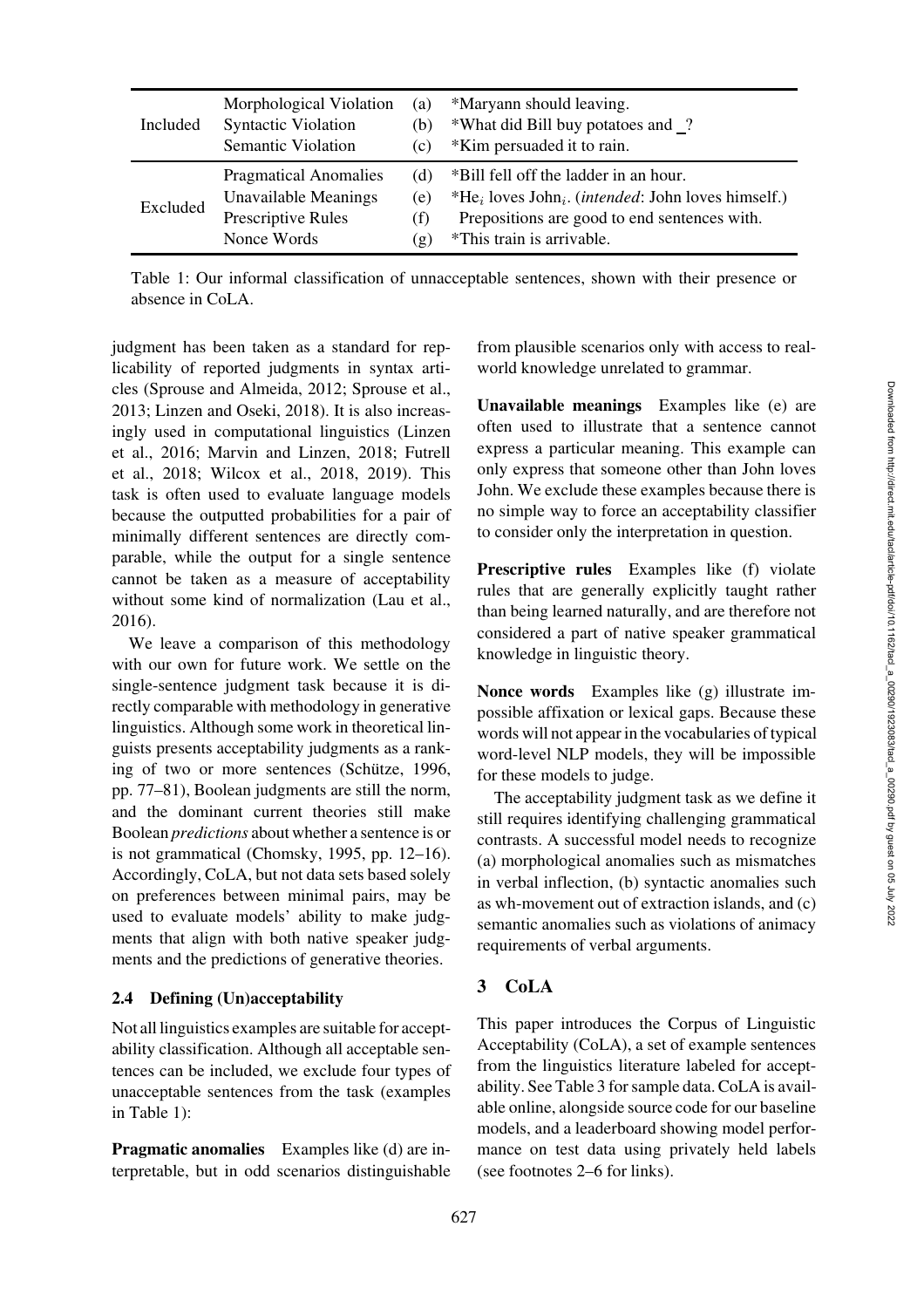| | | | |
|---|---|---|---|
| Included | Morphological Violation | (a) | *Maryann should leaving. |
| | Syntactic Violation | (b) | *What did Bill buy potatoes and _? |
| | Semantic Violation | (c) | *Kim persuaded it to rain. |
| Excluded | Pragmatical Anomalies | (d) | *Bill fell off the ladder in an hour. |
| | Unavailable Meanings | (e) | *He$_i$ loves John$_i$. (*intended*: John loves himself.) |
| | Prescriptive Rules | (f) | Prepositions are good to end sentences with. |
| | Nonce Words | (g) | *This train is arrivable. |

Table 1: Our informal classification of unnacceptable sentences, shown with their presence or absence in CoLA.

judgment has been taken as a standard for replicability of reported judgments in syntax articles (Sprouse and Almeida, 2012; Sprouse et al., 2013; Linzen and Oseki, 2018). It is also increasingly used in computational linguistics (Linzen et al., 2016; Marvin and Linzen, 2018; Futrell et al., 2018; Wilcox et al., 2018, 2019). This task is often used to evaluate language models because the outputted probabilities for a pair of minimally different sentences are directly comparable, while the output for a single sentence cannot be taken as a measure of acceptability without some kind of normalization (Lau et al., 2016).

We leave a comparison of this methodology with our own for future work. We settle on the single-sentence judgment task because it is directly comparable with methodology in generative linguistics. Although some work in theoretical linguists presents acceptability judgments as a ranking of two or more sentences (Schütze, 1996, pp. 77–81), Boolean judgments are still the norm, and the dominant current theories still make Boolean *predictions* about whether a sentence is or is not grammatical (Chomsky, 1995, pp. 12–16). Accordingly, CoLA, but not data sets based solely on preferences between minimal pairs, may be used to evaluate models' ability to make judgments that align with both native speaker judgments and the predictions of generative theories.

### 2.4 Defining (Un)acceptability

Not all linguistics examples are suitable for acceptability classification. Although all acceptable sentences can be included, we exclude four types of unacceptable sentences from the task (examples in Table 1):

**Pragmatic anomalies** Examples like (d) are interpretable, but in odd scenarios distinguishable from plausible scenarios only with access to real-world knowledge unrelated to grammar.

**Unavailable meanings** Examples like (e) are often used to illustrate that a sentence cannot express a particular meaning. This example can only express that someone other than John loves John. We exclude these examples because there is no simple way to force an acceptability classifier to consider only the interpretation in question.

**Prescriptive rules** Examples like (f) violate rules that are generally explicitly taught rather than being learned naturally, and are therefore not considered a part of native speaker grammatical knowledge in linguistic theory.

**Nonce words** Examples like (g) illustrate impossible affixation or lexical gaps. Because these words will not appear in the vocabularies of typical word-level NLP models, they will be impossible for these models to judge.

The acceptability judgment task as we define it still requires identifying challenging grammatical contrasts. A successful model needs to recognize (a) morphological anomalies such as mismatches in verbal inflection, (b) syntactic anomalies such as wh-movement out of extraction islands, and (c) semantic anomalies such as violations of animacy requirements of verbal arguments.

## 3 CoLA

This paper introduces the Corpus of Linguistic Acceptability (CoLA), a set of example sentences from the linguistics literature labeled for acceptability. See Table 3 for sample data. CoLA is available online, alongside source code for our baseline models, and a leaderboard showing model performance on test data using privately held labels (see footnotes 2–6 for links).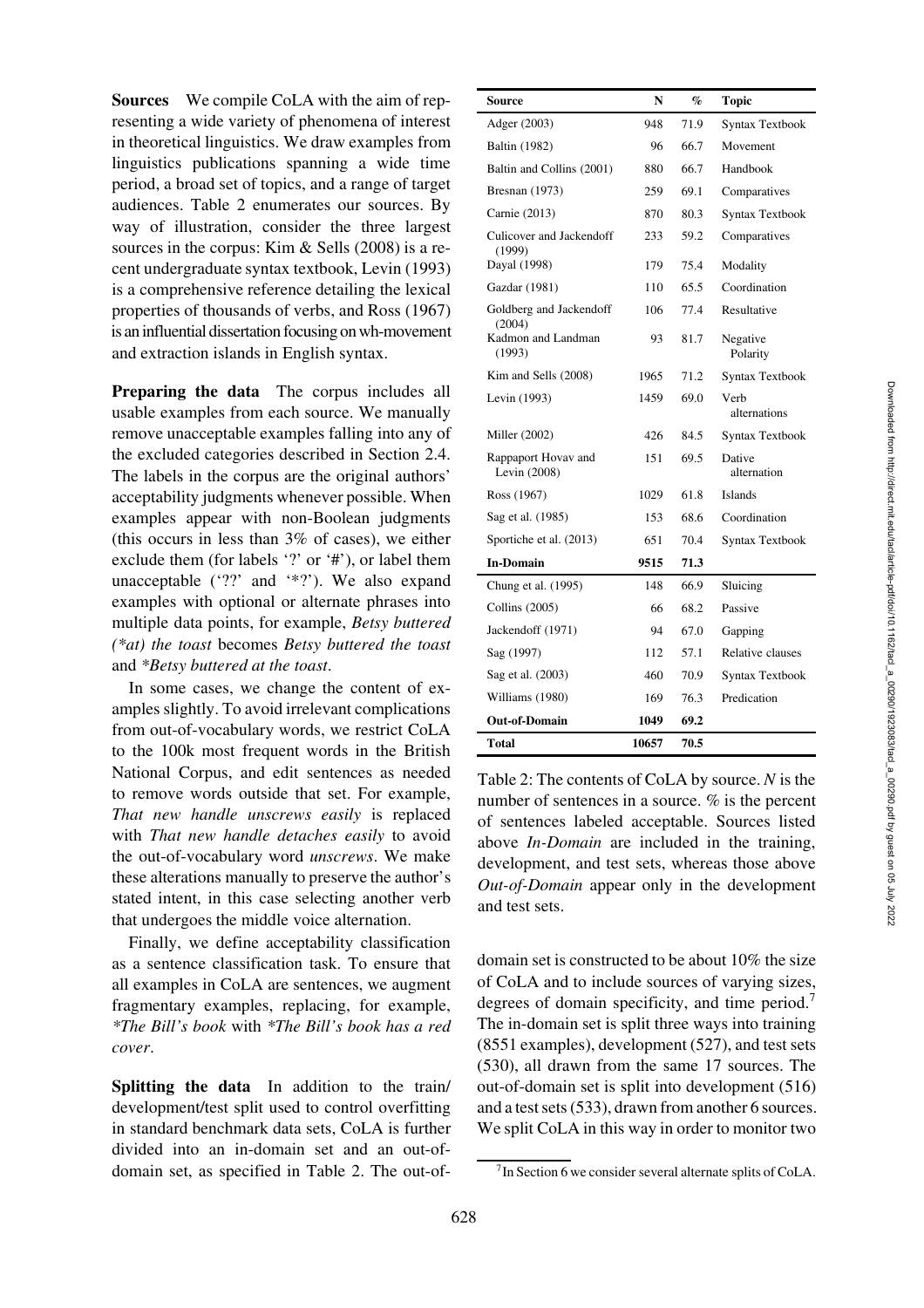**Sources** We compile CoLA with the aim of representing a wide variety of phenomena of interest in theoretical linguistics. We draw examples from linguistics publications spanning a wide time period, a broad set of topics, and a range of target audiences. Table 2 enumerates our sources. By way of illustration, consider the three largest sources in the corpus: Kim & Sells (2008) is a recent undergraduate syntax textbook, Levin (1993) is a comprehensive reference detailing the lexical properties of thousands of verbs, and Ross (1967) is an influential dissertation focusing on wh-movement and extraction islands in English syntax.

**Preparing the data** The corpus includes all usable examples from each source. We manually remove unacceptable examples falling into any of the excluded categories described in Section 2.4. The labels in the corpus are the original authors' acceptability judgments whenever possible. When examples appear with non-Boolean judgments (this occurs in less than 3% of cases), we either exclude them (for labels '?' or '#'), or label them unacceptable ('??' and '*?'). We also expand examples with optional or alternate phrases into multiple data points, for example, *Betsy buttered (*at) the toast* becomes *Betsy buttered the toast* and *\*Betsy buttered at the toast*.

In some cases, we change the content of examples slightly. To avoid irrelevant complications from out-of-vocabulary words, we restrict CoLA to the 100k most frequent words in the British National Corpus, and edit sentences as needed to remove words outside that set. For example, *That new handle unscrews easily* is replaced with *That new handle detaches easily* to avoid the out-of-vocabulary word *unscrews*. We make these alterations manually to preserve the author's stated intent, in this case selecting another verb that undergoes the middle voice alternation.

Finally, we define acceptability classification as a sentence classification task. To ensure that all examples in CoLA are sentences, we augment fragmentary examples, replacing, for example, *\*The Bill's book* with *\*The Bill's book has a red cover*.

**Splitting the data** In addition to the train/development/test split used to control overfitting in standard benchmark data sets, CoLA is further divided into an in-domain set and an out-of-domain set, as specified in Table 2. The out-of-domain set is constructed to be about 10% the size of CoLA and to include sources of varying sizes, degrees of domain specificity, and time period.[7] The in-domain set is split three ways into training (8551 examples), development (527), and test sets (530), all drawn from the same 17 sources. The out-of-domain set is split into development (516) and a test sets (533), drawn from another 6 sources. We split CoLA in this way in order to monitor two

| Source | N | % | Topic |
|---|---|---|---|
| Adger (2003) | 948 | 71.9 | Syntax Textbook |
| Baltin (1982) | 96 | 66.7 | Movement |
| Baltin and Collins (2001) | 880 | 66.7 | Handbook |
| Bresnan (1973) | 259 | 69.1 | Comparatives |
| Carnie (2013) | 870 | 80.3 | Syntax Textbook |
| Culicover and Jackendoff (1999) | 233 | 59.2 | Comparatives |
| Dayal (1998) | 179 | 75.4 | Modality |
| Gazdar (1981) | 110 | 65.5 | Coordination |
| Goldberg and Jackendoff (2004) | 106 | 77.4 | Resultative |
| Kadmon and Landman (1993) | 93 | 81.7 | Negative Polarity |
| Kim and Sells (2008) | 1965 | 71.2 | Syntax Textbook |
| Levin (1993) | 1459 | 69.0 | Verb alternations |
| Miller (2002) | 426 | 84.5 | Syntax Textbook |
| Rappaport Hovav and Levin (2008) | 151 | 69.5 | Dative alternation |
| Ross (1967) | 1029 | 61.8 | Islands |
| Sag et al. (1985) | 153 | 68.6 | Coordination |
| Sportiche et al. (2013) | 651 | 70.4 | Syntax Textbook |
| **In-Domain** | **9515** | **71.3** | |
| Chung et al. (1995) | 148 | 66.9 | Sluicing |
| Collins (2005) | 66 | 68.2 | Passive |
| Jackendoff (1971) | 94 | 67.0 | Gapping |
| Sag (1997) | 112 | 57.1 | Relative clauses |
| Sag et al. (2003) | 460 | 70.9 | Syntax Textbook |
| Williams (1980) | 169 | 76.3 | Predication |
| **Out-of-Domain** | **1049** | **69.2** | |
| **Total** | **10657** | **70.5** | |

Table 2: The contents of CoLA by source. *N* is the number of sentences in a source. % is the percent of sentences labeled acceptable. Sources listed above *In-Domain* are included in the training, development, and test sets, whereas those above *Out-of-Domain* appear only in the development and test sets.

[7] In Section 6 we consider several alternate splits of CoLA.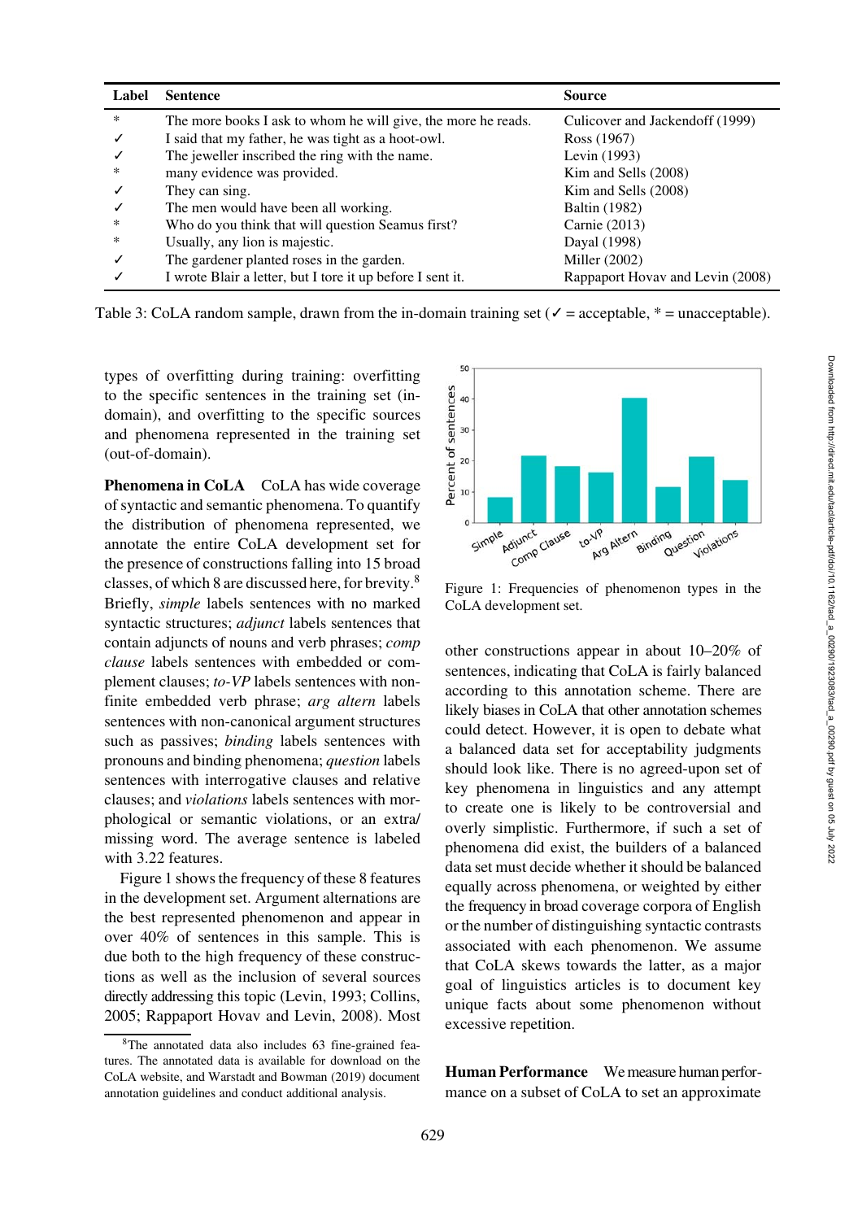| Label | Sentence | Source |
|---|---|---|
| * | The more books I ask to whom he will give, the more he reads. | Culicover and Jackendoff (1999) |
| ✓ | I said that my father, he was tight as a hoot-owl. | Ross (1967) |
| ✓ | The jeweller inscribed the ring with the name. | Levin (1993) |
| * | many evidence was provided. | Kim and Sells (2008) |
| ✓ | They can sing. | Kim and Sells (2008) |
| ✓ | The men would have been all working. | Baltin (1982) |
| * | Who do you think that will question Seamus first? | Carnie (2013) |
| * | Usually, any lion is majestic. | Dayal (1998) |
| ✓ | The gardener planted roses in the garden. | Miller (2002) |
| ✓ | I wrote Blair a letter, but I tore it up before I sent it. | Rappaport Hovav and Levin (2008) |

Table 3: CoLA random sample, drawn from the in-domain training set (✓ = acceptable, * = unacceptable).

types of overfitting during training: overfitting to the specific sentences in the training set (in-domain), and overfitting to the specific sources and phenomena represented in the training set (out-of-domain).

**Phenomena in CoLA** CoLA has wide coverage of syntactic and semantic phenomena. To quantify the distribution of phenomena represented, we annotate the entire CoLA development set for the presence of constructions falling into 15 broad classes, of which 8 are discussed here, for brevity.[8] Briefly, *simple* labels sentences with no marked syntactic structures; *adjunct* labels sentences that contain adjuncts of nouns and verb phrases; *comp clause* labels sentences with embedded or complement clauses; *to-VP* labels sentences with non-finite embedded verb phrase; *arg altern* labels sentences with non-canonical argument structures such as passives; *binding* labels sentences with pronouns and binding phenomena; *question* labels sentences with interrogative clauses and relative clauses; and *violations* labels sentences with morphological or semantic violations, or an extra/missing word. The average sentence is labeled with 3.22 features.

Figure 1 shows the frequency of these 8 features in the development set. Argument alternations are the best represented phenomenon and appear in over 40% of sentences in this sample. This is due both to the high frequency of these constructions as well as the inclusion of several sources directly addressing this topic (Levin, 1993; Collins, 2005; Rappaport Hovav and Levin, 2008). Most

Figure 1: Frequencies of phenomenon types in the CoLA development set.

other constructions appear in about 10–20% of sentences, indicating that CoLA is fairly balanced according to this annotation scheme. There are likely biases in CoLA that other annotation schemes could detect. However, it is open to debate what a balanced data set for acceptability judgments should look like. There is no agreed-upon set of key phenomena in linguistics and any attempt to create one is likely to be controversial and overly simplistic. Furthermore, if such a set of phenomena did exist, the builders of a balanced data set must decide whether it should be balanced equally across phenomena, or weighted by either the frequency in broad coverage corpora of English or the number of distinguishing syntactic contrasts associated with each phenomenon. We assume that CoLA skews towards the latter, as a major goal of linguistics articles is to document key unique facts about some phenomenon without excessive repetition.

**Human Performance** We measure human performance on a subset of CoLA to set an approximate

[8] The annotated data also includes 63 fine-grained features. The annotated data is available for download on the CoLA website, and Warstadt and Bowman (2019) document annotation guidelines and conduct additional analysis.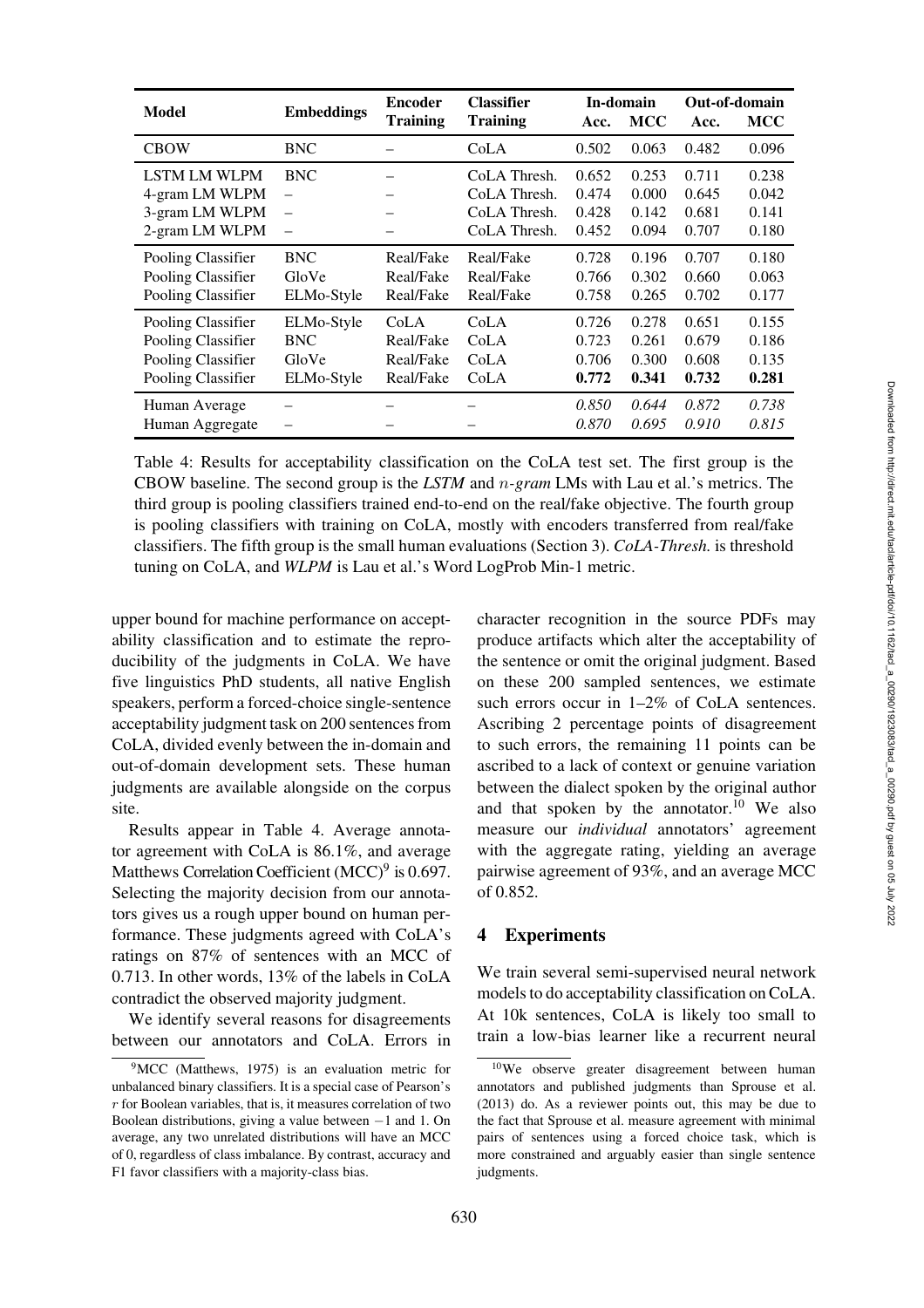| Model | Embeddings | Encoder Training | Classifier Training | In-domain | | Out-of-domain | |
|---|---|---|---|---|---|---|---|
| | | | | Acc. | MCC | Acc. | MCC |
| CBOW | BNC | – | CoLA | 0.502 | 0.063 | 0.482 | 0.096 |
| LSTM LM WLPM | BNC | – | CoLA Thresh. | 0.652 | 0.253 | 0.711 | 0.238 |
| 4-gram LM WLPM | – | – | CoLA Thresh. | 0.474 | 0.000 | 0.645 | 0.042 |
| 3-gram LM WLPM | – | – | CoLA Thresh. | 0.428 | 0.142 | 0.681 | 0.141 |
| 2-gram LM WLPM | – | – | CoLA Thresh. | 0.452 | 0.094 | 0.707 | 0.180 |
| Pooling Classifier | BNC | Real/Fake | Real/Fake | 0.728 | 0.196 | 0.707 | 0.180 |
| Pooling Classifier | GloVe | Real/Fake | Real/Fake | 0.766 | 0.302 | 0.660 | 0.063 |
| Pooling Classifier | ELMo-Style | Real/Fake | Real/Fake | 0.758 | 0.265 | 0.702 | 0.177 |
| Pooling Classifier | ELMo-Style | CoLA | CoLA | 0.726 | 0.278 | 0.651 | 0.155 |
| Pooling Classifier | BNC | Real/Fake | CoLA | 0.723 | 0.261 | 0.679 | 0.186 |
| Pooling Classifier | GloVe | Real/Fake | CoLA | 0.706 | 0.300 | 0.608 | 0.135 |
| Pooling Classifier | ELMo-Style | Real/Fake | CoLA | **0.772** | **0.341** | **0.732** | **0.281** |
| Human Average | – | – | – | *0.850* | *0.644* | *0.872* | *0.738* |
| Human Aggregate | – | – | – | *0.870* | *0.695* | *0.910* | *0.815* |

Table 4: Results for acceptability classification on the CoLA test set. The first group is the CBOW baseline. The second group is the *LSTM* and $n$-*gram* LMs with Lau et al.'s metrics. The third group is pooling classifiers trained end-to-end on the real/fake objective. The fourth group is pooling classifiers with training on CoLA, mostly with encoders transferred from real/fake classifiers. The fifth group is the small human evaluations (Section 3). *CoLA-Thresh.* is threshold tuning on CoLA, and *WLPM* is Lau et al.'s Word LogProb Min-1 metric.

upper bound for machine performance on acceptability classification and to estimate the reproducibility of the judgments in CoLA. We have five linguistics PhD students, all native English speakers, perform a forced-choice single-sentence acceptability judgment task on 200 sentences from CoLA, divided evenly between the in-domain and out-of-domain development sets. These human judgments are available alongside on the corpus site.

Results appear in Table 4. Average annotator agreement with CoLA is 86.1%, and average Matthews Correlation Coefficient (MCC)[9] is 0.697. Selecting the majority decision from our annotators gives us a rough upper bound on human performance. These judgments agreed with CoLA's ratings on 87% of sentences with an MCC of 0.713. In other words, 13% of the labels in CoLA contradict the observed majority judgment.

We identify several reasons for disagreements between our annotators and CoLA. Errors in character recognition in the source PDFs may produce artifacts which alter the acceptability of the sentence or omit the original judgment. Based on these 200 sampled sentences, we estimate such errors occur in 1–2% of CoLA sentences. Ascribing 2 percentage points of disagreement to such errors, the remaining 11 points can be ascribed to a lack of context or genuine variation between the dialect spoken by the original author and that spoken by the annotator.[10] We also measure our *individual* annotators' agreement with the aggregate rating, yielding an average pairwise agreement of 93%, and an average MCC of 0.852.

## 4 Experiments

We train several semi-supervised neural network models to do acceptability classification on CoLA. At 10k sentences, CoLA is likely too small to train a low-bias learner like a recurrent neural

[9] MCC (Matthews, 1975) is an evaluation metric for unbalanced binary classifiers. It is a special case of Pearson's $r$ for Boolean variables, that is, it measures correlation of two Boolean distributions, giving a value between $-1$ and 1. On average, any two unrelated distributions will have an MCC of 0, regardless of class imbalance. By contrast, accuracy and F1 favor classifiers with a majority-class bias.

[10] We observe greater disagreement between human annotators and published judgments than Sprouse et al. (2013) do. As a reviewer points out, this may be due to the fact that Sprouse et al. measure agreement with minimal pairs of sentences using a forced choice task, which is more constrained and arguably easier than single sentence judgments.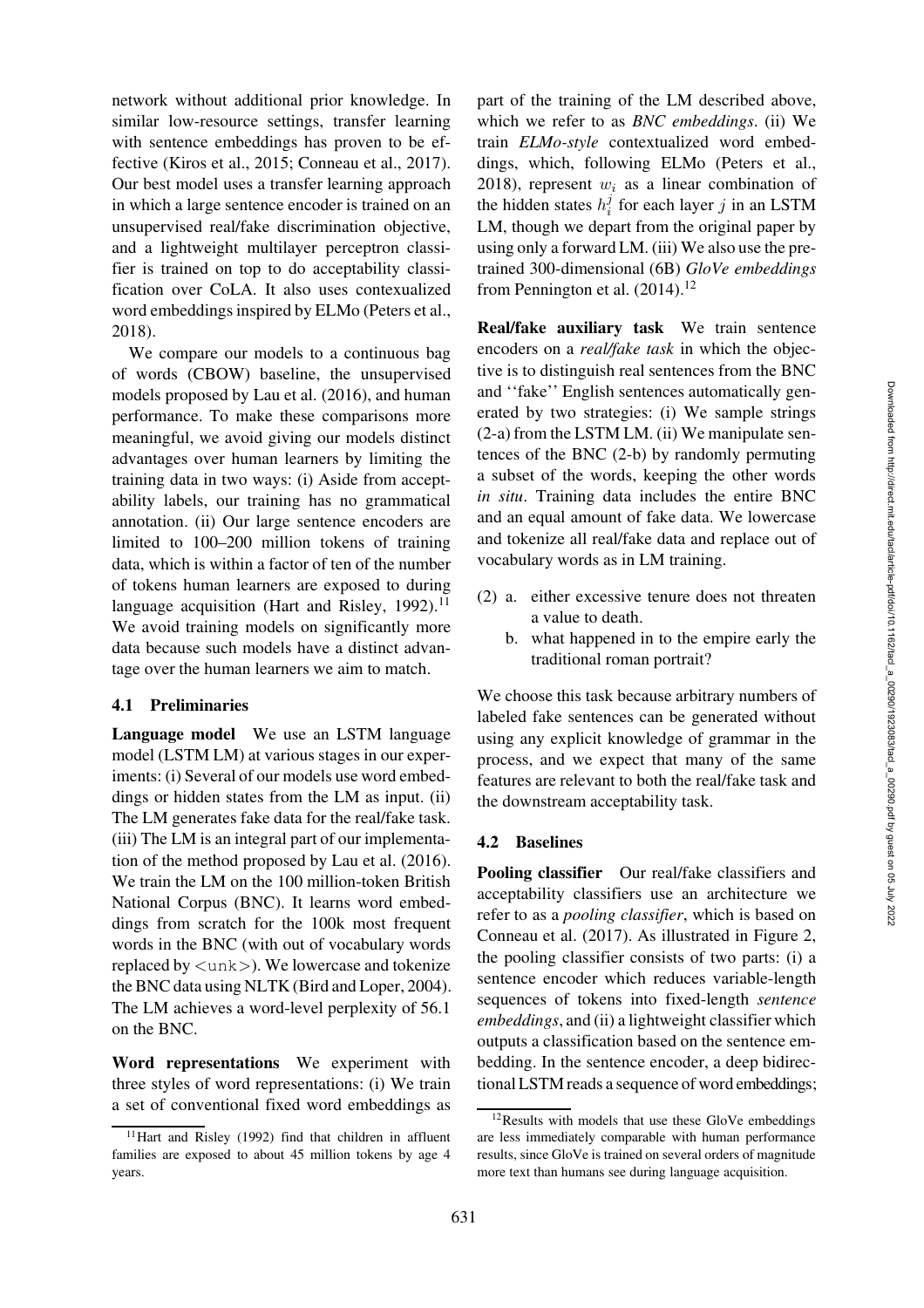network without additional prior knowledge. In similar low-resource settings, transfer learning with sentence embeddings has proven to be effective (Kiros et al., 2015; Conneau et al., 2017). Our best model uses a transfer learning approach in which a large sentence encoder is trained on an unsupervised real/fake discrimination objective, and a lightweight multilayer perceptron classifier is trained on top to do acceptability classification over CoLA. It also uses contexualized word embeddings inspired by ELMo (Peters et al., 2018).

We compare our models to a continuous bag of words (CBOW) baseline, the unsupervised models proposed by Lau et al. (2016), and human performance. To make these comparisons more meaningful, we avoid giving our models distinct advantages over human learners by limiting the training data in two ways: (i) Aside from acceptability labels, our training has no grammatical annotation. (ii) Our large sentence encoders are limited to 100–200 million tokens of training data, which is within a factor of ten of the number of tokens human learners are exposed to during language acquisition (Hart and Risley, 1992).[11] We avoid training models on significantly more data because such models have a distinct advantage over the human learners we aim to match.

### 4.1 Preliminaries

**Language model** We use an LSTM language model (LSTM LM) at various stages in our experiments: (i) Several of our models use word embeddings or hidden states from the LM as input. (ii) The LM generates fake data for the real/fake task. (iii) The LM is an integral part of our implementation of the method proposed by Lau et al. (2016). We train the LM on the 100 million-token British National Corpus (BNC). It learns word embeddings from scratch for the 100k most frequent words in the BNC (with out of vocabulary words replaced by <unk>). We lowercase and tokenize the BNC data using NLTK (Bird and Loper, 2004). The LM achieves a word-level perplexity of 56.1 on the BNC.

**Word representations** We experiment with three styles of word representations: (i) We train a set of conventional fixed word embeddings as part of the training of the LM described above, which we refer to as *BNC embeddings*. (ii) We train *ELMo-style* contextualized word embeddings, which, following ELMo (Peters et al., 2018), represent $w_i$ as a linear combination of the hidden states $h_i^j$ for each layer $j$ in an LSTM LM, though we depart from the original paper by using only a forward LM. (iii) We also use the pretrained 300-dimensional (6B) *GloVe embeddings* from Pennington et al. (2014).[12]

**Real/fake auxiliary task** We train sentence encoders on a *real/fake task* in which the objective is to distinguish real sentences from the BNC and "fake" English sentences automatically generated by two strategies: (i) We sample strings (2-a) from the LSTM LM. (ii) We manipulate sentences of the BNC (2-b) by randomly permuting a subset of the words, keeping the other words *in situ*. Training data includes the entire BNC and an equal amount of fake data. We lowercase and tokenize all real/fake data and replace out of vocabulary words as in LM training.

(2) a. either excessive tenure does not threaten a value to death.
  b. what happened in to the empire early the traditional roman portrait?

We choose this task because arbitrary numbers of labeled fake sentences can be generated without using any explicit knowledge of grammar in the process, and we expect that many of the same features are relevant to both the real/fake task and the downstream acceptability task.

### 4.2 Baselines

**Pooling classifier** Our real/fake classifiers and acceptability classifiers use an architecture we refer to as a *pooling classifier*, which is based on Conneau et al. (2017). As illustrated in Figure 2, the pooling classifier consists of two parts: (i) a sentence encoder which reduces variable-length sequences of tokens into fixed-length *sentence embeddings*, and (ii) a lightweight classifier which outputs a classification based on the sentence embedding. In the sentence encoder, a deep bidirectional LSTM reads a sequence of word embeddings;

[11] Hart and Risley (1992) find that children in affluent families are exposed to about 45 million tokens by age 4 years.

[12] Results with models that use these GloVe embeddings are less immediately comparable with human performance results, since GloVe is trained on several orders of magnitude more text than humans see during language acquisition.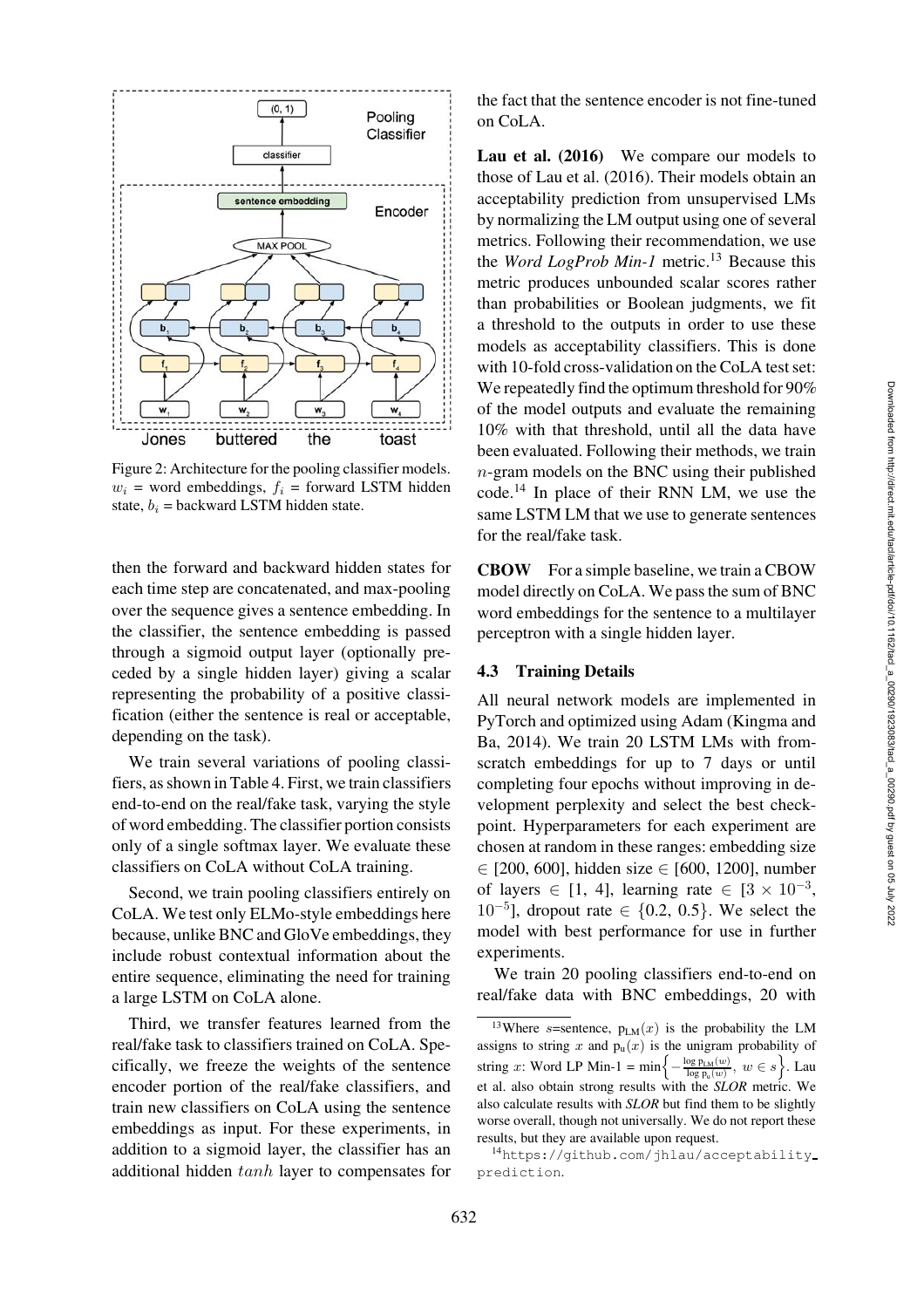Figure 2: Architecture for the pooling classifier models. $w_i$ = word embeddings, $f_i$ = forward LSTM hidden state, $b_i$ = backward LSTM hidden state.

then the forward and backward hidden states for each time step are concatenated, and max-pooling over the sequence gives a sentence embedding. In the classifier, the sentence embedding is passed through a sigmoid output layer (optionally preceded by a single hidden layer) giving a scalar representing the probability of a positive classification (either the sentence is real or acceptable, depending on the task).

We train several variations of pooling classifiers, as shown in Table 4. First, we train classifiers end-to-end on the real/fake task, varying the style of word embedding. The classifier portion consists only of a single softmax layer. We evaluate these classifiers on CoLA without CoLA training.

Second, we train pooling classifiers entirely on CoLA. We test only ELMo-style embeddings here because, unlike BNC and GloVe embeddings, they include robust contextual information about the entire sequence, eliminating the need for training a large LSTM on CoLA alone.

Third, we transfer features learned from the real/fake task to classifiers trained on CoLA. Specifically, we freeze the weights of the sentence encoder portion of the real/fake classifiers, and train new classifiers on CoLA using the sentence embeddings as input. For these experiments, in addition to a sigmoid layer, the classifier has an additional hidden $tanh$ layer to compensates for the fact that the sentence encoder is not fine-tuned on CoLA.

**Lau et al. (2016)** We compare our models to those of Lau et al. (2016). Their models obtain an acceptability prediction from unsupervised LMs by normalizing the LM output using one of several metrics. Following their recommendation, we use the *Word LogProb Min-1* metric.[13] Because this metric produces unbounded scalar scores rather than probabilities or Boolean judgments, we fit a threshold to the outputs in order to use these models as acceptability classifiers. This is done with 10-fold cross-validation on the CoLA test set: We repeatedly find the optimum threshold for 90% of the model outputs and evaluate the remaining 10% with that threshold, until all the data have been evaluated. Following their methods, we train $n$-gram models on the BNC using their published code.[14] In place of their RNN LM, we use the same LSTM LM that we use to generate sentences for the real/fake task.

**CBOW** For a simple baseline, we train a CBOW model directly on CoLA. We pass the sum of BNC word embeddings for the sentence to a multilayer perceptron with a single hidden layer.

### 4.3 Training Details

All neural network models are implemented in PyTorch and optimized using Adam (Kingma and Ba, 2014). We train 20 LSTM LMs with from-scratch embeddings for up to 7 days or until completing four epochs without improving in development perplexity and select the best checkpoint. Hyperparameters for each experiment are chosen at random in these ranges: embedding size $\in$ [200, 600], hidden size $\in$ [600, 1200], number of layers $\in$ [1, 4], learning rate $\in$ [$3 \times 10^{-3}$, $10^{-5}$], dropout rate $\in$ {0.2, 0.5}. We select the model with best performance for use in further experiments.

We train 20 pooling classifiers end-to-end on real/fake data with BNC embeddings, 20 with

[13] Where $s$=sentence, $\mathrm{p_{LM}}(x)$ is the probability the LM assigns to string $x$ and $\mathrm{p_u}(x)$ is the unigram probability of string $x$: Word LP Min-1 = $\min\left\{-\frac{\log \mathrm{p_{LM}}(w)}{\log \mathrm{p_u}(w)},\ w \in s\right\}$. Lau et al. also obtain strong results with the *SLOR* metric. We also calculate results with *SLOR* but find them to be slightly worse overall, though not universally. We do not report these results, but they are available upon request.

[14] https://github.com/jhlau/acceptability_prediction.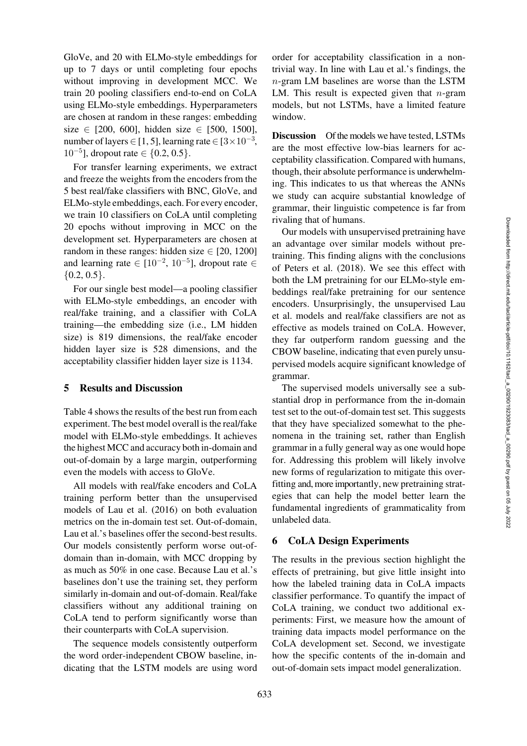GloVe, and 20 with ELMo-style embeddings for up to 7 days or until completing four epochs without improving in development MCC. We train 20 pooling classifiers end-to-end on CoLA using ELMo-style embeddings. Hyperparameters are chosen at random in these ranges: embedding size $\in$ [200, 600], hidden size $\in$ [500, 1500], number of layers $\in$ [1, 5], learning rate $\in [3\times10^{-3}, 10^{-5}]$, dropout rate $\in \{0.2, 0.5\}$.

For transfer learning experiments, we extract and freeze the weights from the encoders from the 5 best real/fake classifiers with BNC, GloVe, and ELMo-style embeddings, each. For every encoder, we train 10 classifiers on CoLA until completing 20 epochs without improving in MCC on the development set. Hyperparameters are chosen at random in these ranges: hidden size $\in$ [20, 1200] and learning rate $\in [10^{-2}, 10^{-5}]$, dropout rate $\in \{0.2, 0.5\}$.

For our single best model—a pooling classifier with ELMo-style embeddings, an encoder with real/fake training, and a classifier with CoLA training—the embedding size (i.e., LM hidden size) is 819 dimensions, the real/fake encoder hidden layer size is 528 dimensions, and the acceptability classifier hidden layer size is 1134.

## 5 Results and Discussion

Table 4 shows the results of the best run from each experiment. The best model overall is the real/fake model with ELMo-style embeddings. It achieves the highest MCC and accuracy both in-domain and out-of-domain by a large margin, outperforming even the models with access to GloVe.

All models with real/fake encoders and CoLA training perform better than the unsupervised models of Lau et al. (2016) on both evaluation metrics on the in-domain test set. Out-of-domain, Lau et al.'s baselines offer the second-best results. Our models consistently perform worse out-of-domain than in-domain, with MCC dropping by as much as 50% in one case. Because Lau et al.'s baselines don't use the training set, they perform similarly in-domain and out-of-domain. Real/fake classifiers without any additional training on CoLA tend to perform significantly worse than their counterparts with CoLA supervision.

The sequence models consistently outperform the word order-independent CBOW baseline, indicating that the LSTM models are using word order for acceptability classification in a non-trivial way. In line with Lau et al.'s findings, the $n$-gram LM baselines are worse than the LSTM LM. This result is expected given that $n$-gram models, but not LSTMs, have a limited feature window.

**Discussion** Of the models we have tested, LSTMs are the most effective low-bias learners for acceptability classification. Compared with humans, though, their absolute performance is underwhelming. This indicates to us that whereas the ANNs we study can acquire substantial knowledge of grammar, their linguistic competence is far from rivaling that of humans.

Our models with unsupervised pretraining have an advantage over similar models without pretraining. This finding aligns with the conclusions of Peters et al. (2018). We see this effect with both the LM pretraining for our ELMo-style embeddings real/fake pretraining for our sentence encoders. Unsurprisingly, the unsupervised Lau et al. models and real/fake classifiers are not as effective as models trained on CoLA. However, they far outperform random guessing and the CBOW baseline, indicating that even purely unsupervised models acquire significant knowledge of grammar.

The supervised models universally see a substantial drop in performance from the in-domain test set to the out-of-domain test set. This suggests that they have specialized somewhat to the phenomena in the training set, rather than English grammar in a fully general way as one would hope for. Addressing this problem will likely involve new forms of regularization to mitigate this overfitting and, more importantly, new pretraining strategies that can help the model better learn the fundamental ingredients of grammaticality from unlabeled data.

## 6 CoLA Design Experiments

The results in the previous section highlight the effects of pretraining, but give little insight into how the labeled training data in CoLA impacts classifier performance. To quantify the impact of CoLA training, we conduct two additional experiments: First, we measure how the amount of training data impacts model performance on the CoLA development set. Second, we investigate how the specific contents of the in-domain and out-of-domain sets impact model generalization.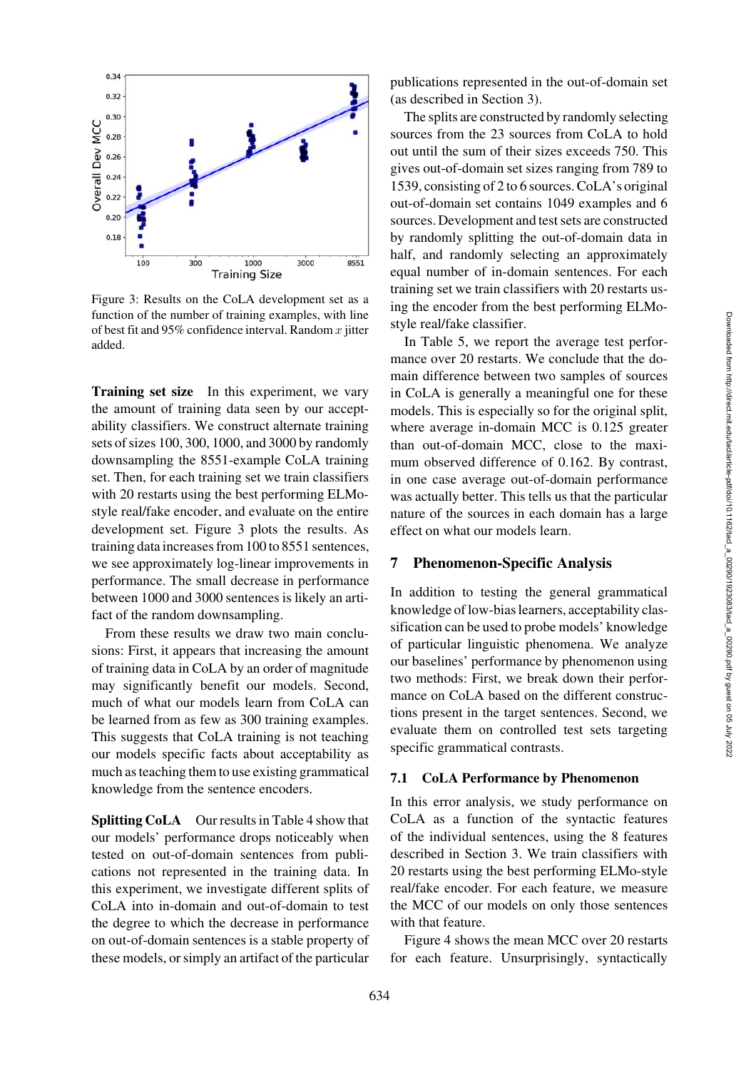Figure 3: Results on the CoLA development set as a function of the number of training examples, with line of best fit and 95% confidence interval. Random $x$ jitter added.

**Training set size** In this experiment, we vary the amount of training data seen by our acceptability classifiers. We construct alternate training sets of sizes 100, 300, 1000, and 3000 by randomly downsampling the 8551-example CoLA training set. Then, for each training set we train classifiers with 20 restarts using the best performing ELMo-style real/fake encoder, and evaluate on the entire development set. Figure 3 plots the results. As training data increases from 100 to 8551 sentences, we see approximately log-linear improvements in performance. The small decrease in performance between 1000 and 3000 sentences is likely an artifact of the random downsampling.

From these results we draw two main conclusions: First, it appears that increasing the amount of training data in CoLA by an order of magnitude may significantly benefit our models. Second, much of what our models learn from CoLA can be learned from as few as 300 training examples. This suggests that CoLA training is not teaching our models specific facts about acceptability as much as teaching them to use existing grammatical knowledge from the sentence encoders.

**Splitting CoLA** Our results in Table 4 show that our models' performance drops noticeably when tested on out-of-domain sentences from publications not represented in the training data. In this experiment, we investigate different splits of CoLA into in-domain and out-of-domain to test the degree to which the decrease in performance on out-of-domain sentences is a stable property of these models, or simply an artifact of the particular publications represented in the out-of-domain set (as described in Section 3).

The splits are constructed by randomly selecting sources from the 23 sources from CoLA to hold out until the sum of their sizes exceeds 750. This gives out-of-domain set sizes ranging from 789 to 1539, consisting of 2 to 6 sources. CoLA's original out-of-domain set contains 1049 examples and 6 sources. Development and test sets are constructed by randomly splitting the out-of-domain data in half, and randomly selecting an approximately equal number of in-domain sentences. For each training set we train classifiers with 20 restarts using the encoder from the best performing ELMo-style real/fake classifier.

In Table 5, we report the average test performance over 20 restarts. We conclude that the domain difference between two samples of sources in CoLA is generally a meaningful one for these models. This is especially so for the original split, where average in-domain MCC is 0.125 greater than out-of-domain MCC, close to the maximum observed difference of 0.162. By contrast, in one case average out-of-domain performance was actually better. This tells us that the particular nature of the sources in each domain has a large effect on what our models learn.

## 7 Phenomenon-Specific Analysis

In addition to testing the general grammatical knowledge of low-bias learners, acceptability classification can be used to probe models' knowledge of particular linguistic phenomena. We analyze our baselines' performance by phenomenon using two methods: First, we break down their performance on CoLA based on the different constructions present in the target sentences. Second, we evaluate them on controlled test sets targeting specific grammatical contrasts.

### 7.1 CoLA Performance by Phenomenon

In this error analysis, we study performance on CoLA as a function of the syntactic features of the individual sentences, using the 8 features described in Section 3. We train classifiers with 20 restarts using the best performing ELMo-style real/fake encoder. For each feature, we measure the MCC of our models on only those sentences with that feature.

Figure 4 shows the mean MCC over 20 restarts for each feature. Unsurprisingly, syntactically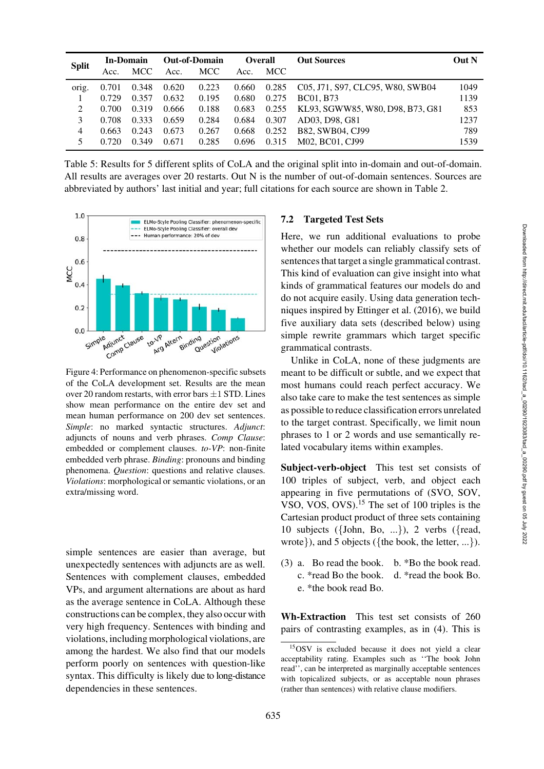| Split | In-Domain | | Out-of-Domain | | Overall | | Out Sources | Out N |
|---|---|---|---|---|---|---|---|---|
| | Acc. | MCC | Acc. | MCC | Acc. | MCC | | |
| orig. | 0.701 | 0.348 | 0.620 | 0.223 | 0.660 | 0.285 | C05, J71, S97, CLC95, W80, SWB04 | 1049 |
| 1 | 0.729 | 0.357 | 0.632 | 0.195 | 0.680 | 0.275 | BC01, B73 | 1139 |
| 2 | 0.700 | 0.319 | 0.666 | 0.188 | 0.683 | 0.255 | KL93, SGWW85, W80, D98, B73, G81 | 853 |
| 3 | 0.708 | 0.333 | 0.659 | 0.284 | 0.684 | 0.307 | AD03, D98, G81 | 1237 |
| 4 | 0.663 | 0.243 | 0.673 | 0.267 | 0.668 | 0.252 | B82, SWB04, CJ99 | 789 |
| 5 | 0.720 | 0.349 | 0.671 | 0.285 | 0.696 | 0.315 | M02, BC01, CJ99 | 1539 |

Table 5: Results for 5 different splits of CoLA and the original split into in-domain and out-of-domain. All results are averages over 20 restarts. Out N is the number of out-of-domain sentences. Sources are abbreviated by authors' last initial and year; full citations for each source are shown in Table 2.

Figure 4: Performance on phenomenon-specific subsets of the CoLA development set. Results are the mean over 20 random restarts, with error bars ±1 STD. Lines show mean performance on the entire dev set and mean human performance on 200 dev set sentences. *Simple*: no marked syntactic structures. *Adjunct*: adjuncts of nouns and verb phrases. *Comp Clause*: embedded or complement clauses. *to-VP*: non-finite embedded verb phrase. *Binding*: pronouns and binding phenomena. *Question*: questions and relative clauses. *Violations*: morphological or semantic violations, or an extra/missing word.

simple sentences are easier than average, but unexpectedly sentences with adjuncts are as well. Sentences with complement clauses, embedded VPs, and argument alternations are about as hard as the average sentence in CoLA. Although these constructions can be complex, they also occur with very high frequency. Sentences with binding and violations, including morphological violations, are among the hardest. We also find that our models perform poorly on sentences with question-like syntax. This difficulty is likely due to long-distance dependencies in these sentences.

## 7.2 Targeted Test Sets

Here, we run additional evaluations to probe whether our models can reliably classify sets of sentences that target a single grammatical contrast. This kind of evaluation can give insight into what kinds of grammatical features our models do and do not acquire easily. Using data generation techniques inspired by Ettinger et al. (2016), we build five auxiliary data sets (described below) using simple rewrite grammars which target specific grammatical contrasts.

Unlike in CoLA, none of these judgments are meant to be difficult or subtle, and we expect that most humans could reach perfect accuracy. We also take care to make the test sentences as simple as possible to reduce classification errors unrelated to the target contrast. Specifically, we limit noun phrases to 1 or 2 words and use semantically related vocabulary items within examples.

**Subject-verb-object** This test set consists of 100 triples of subject, verb, and object each appearing in five permutations of (SVO, SOV, VSO, VOS, OVS).[15] The set of 100 triples is the Cartesian product product of three sets containing 10 subjects ({John, Bo, ...}), 2 verbs ({read, wrote}), and 5 objects ({the book, the letter, ...}).

(3) a. Bo read the book. b. *Bo the book read.
c. *read Bo the book. d. *read the book Bo.
e. *the book read Bo.

**Wh-Extraction** This test set consists of 260 pairs of contrasting examples, as in (4). This is

[15] OSV is excluded because it does not yield a clear acceptability rating. Examples such as ''The book John read'', can be interpreted as marginally acceptable sentences with topicalized subjects, or as acceptable noun phrases (rather than sentences) with relative clause modifiers.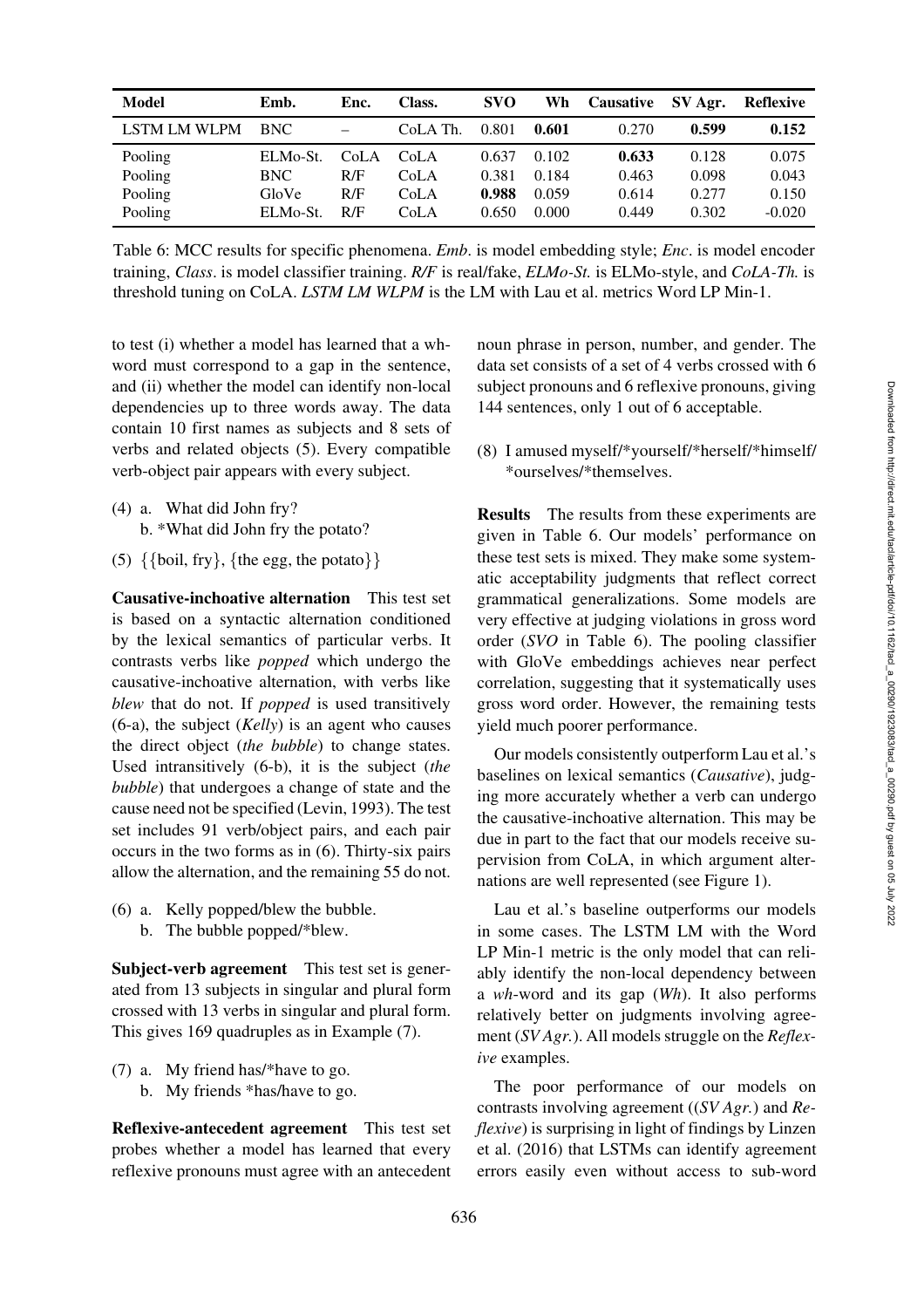| Model | Emb. | Enc. | Class. | SVO | Wh | Causative | SV Agr. | Reflexive |
|---|---|---|---|---|---|---|---|---|
| LSTM LM WLPM | BNC | – | CoLA Th. | 0.801 | **0.601** | 0.270 | **0.599** | **0.152** |
| Pooling | ELMo-St. | CoLA | CoLA | 0.637 | 0.102 | **0.633** | 0.128 | 0.075 |
| Pooling | BNC | R/F | CoLA | 0.381 | 0.184 | 0.463 | 0.098 | 0.043 |
| Pooling | GloVe | R/F | CoLA | **0.988** | 0.059 | 0.614 | 0.277 | 0.150 |
| Pooling | ELMo-St. | R/F | CoLA | 0.650 | 0.000 | 0.449 | 0.302 | -0.020 |

Table 6: MCC results for specific phenomena. *Emb.* is model embedding style; *Enc.* is model encoder training, *Class.* is model classifier training. *R/F* is real/fake, *ELMo-St.* is ELMo-style, and *CoLA-Th.* is threshold tuning on CoLA. *LSTM LM WLPM* is the LM with Lau et al. metrics Word LP Min-1.

to test (i) whether a model has learned that a wh-word must correspond to a gap in the sentence, and (ii) whether the model can identify non-local dependencies up to three words away. The data contain 10 first names as subjects and 8 sets of verbs and related objects (5). Every compatible verb-object pair appears with every subject.

(4) a. What did John fry?
b. *What did John fry the potato?

(5) {{boil, fry}, {the egg, the potato}}

**Causative-inchoative alternation** This test set is based on a syntactic alternation conditioned by the lexical semantics of particular verbs. It contrasts verbs like *popped* which undergo the causative-inchoative alternation, with verbs like *blew* that do not. If *popped* is used transitively (6-a), the subject (*Kelly*) is an agent who causes the direct object (*the bubble*) to change states. Used intransitively (6-b), it is the subject (*the bubble*) that undergoes a change of state and the cause need not be specified (Levin, 1993). The test set includes 91 verb/object pairs, and each pair occurs in the two forms as in (6). Thirty-six pairs allow the alternation, and the remaining 55 do not.

(6) a. Kelly popped/blew the bubble.
b. The bubble popped/*blew.

**Subject-verb agreement** This test set is generated from 13 subjects in singular and plural form crossed with 13 verbs in singular and plural form. This gives 169 quadruples as in Example (7).

(7) a. My friend has/*have to go.
b. My friends *has/have to go.

**Reflexive-antecedent agreement** This test set probes whether a model has learned that every reflexive pronoun must agree with an antecedent noun phrase in person, number, and gender. The data set consists of a set of 4 verbs crossed with 6 subject pronouns and 6 reflexive pronouns, giving 144 sentences, only 1 out of 6 acceptable.

(8) I amused myself/*yourself/*herself/*himself/ *ourselves/*themselves.

**Results** The results from these experiments are given in Table 6. Our models' performance on these test sets is mixed. They make some systematic acceptability judgments that reflect correct grammatical generalizations. Some models are very effective at judging violations in gross word order (*SVO* in Table 6). The pooling classifier with GloVe embeddings achieves near perfect correlation, suggesting that it systematically uses gross word order. However, the remaining tests yield much poorer performance.

Our models consistently outperform Lau et al.'s baselines on lexical semantics (*Causative*), judging more accurately whether a verb can undergo the causative-inchoative alternation. This may be due in part to the fact that our models receive supervision from CoLA, in which argument alternations are well represented (see Figure 1).

Lau et al.'s baseline outperforms our models in some cases. The LSTM LM with the Word LP Min-1 metric is the only model that can reliably identify the non-local dependency between a *wh*-word and its gap (*Wh*). It also performs relatively better on judgments involving agreement (*SV Agr.*). All models struggle on the *Reflexive* examples.

The poor performance of our models on contrasts involving agreement ((*SV Agr.*) and *Reflexive*) is surprising in light of findings by Linzen et al. (2016) that LSTMs can identify agreement errors easily even without access to sub-word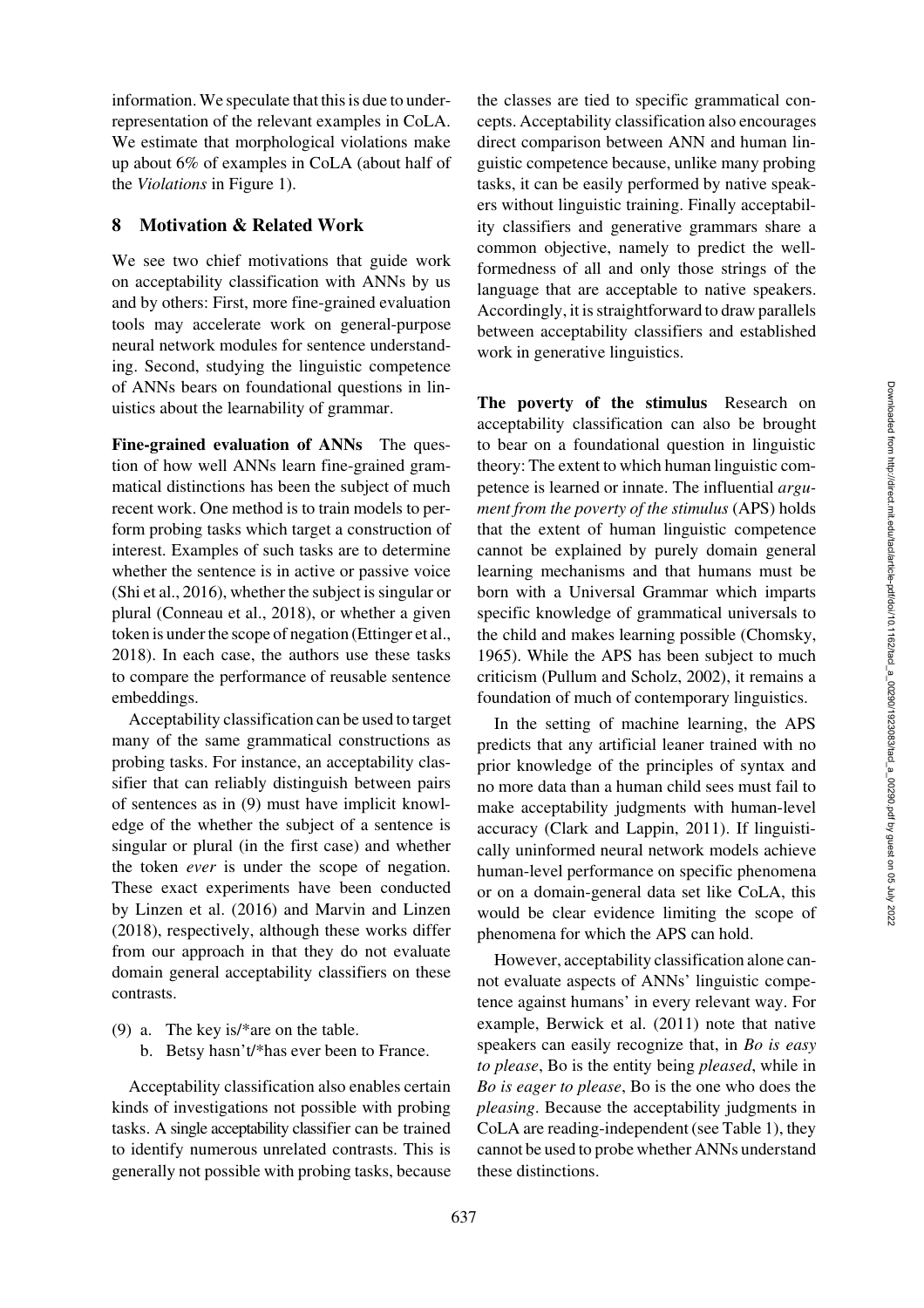information. We speculate that this is due to underrepresentation of the relevant examples in CoLA. We estimate that morphological violations make up about 6% of examples in CoLA (about half of the *Violations* in Figure 1).

## 8 Motivation & Related Work

We see two chief motivations that guide work on acceptability classification with ANNs by us and by others: First, more fine-grained evaluation tools may accelerate work on general-purpose neural network modules for sentence understanding. Second, studying the linguistic competence of ANNs bears on foundational questions in linuistics about the learnability of grammar.

**Fine-grained evaluation of ANNs** The question of how well ANNs learn fine-grained grammatical distinctions has been the subject of much recent work. One method is to train models to perform probing tasks which target a construction of interest. Examples of such tasks are to determine whether the sentence is in active or passive voice (Shi et al., 2016), whether the subject is singular or plural (Conneau et al., 2018), or whether a given token is under the scope of negation (Ettinger et al., 2018). In each case, the authors use these tasks to compare the performance of reusable sentence embeddings.

Acceptability classification can be used to target many of the same grammatical constructions as probing tasks. For instance, an acceptability classifier that can reliably distinguish between pairs of sentences as in (9) must have implicit knowledge of the whether the subject of a sentence is singular or plural (in the first case) and whether the token *ever* is under the scope of negation. These exact experiments have been conducted by Linzen et al. (2016) and Marvin and Linzen (2018), respectively, although these works differ from our approach in that they do not evaluate domain general acceptability classifiers on these contrasts.

(9) a. The key is/*are on the table.
    b. Betsy hasn't/*has ever been to France.

Acceptability classification also enables certain kinds of investigations not possible with probing tasks. A single acceptability classifier can be trained to identify numerous unrelated contrasts. This is generally not possible with probing tasks, because the classes are tied to specific grammatical concepts. Acceptability classification also encourages direct comparison between ANN and human linguistic competence because, unlike many probing tasks, it can be easily performed by native speakers without linguistic training. Finally acceptability classifiers and generative grammars share a common objective, namely to predict the well-formedness of all and only those strings of the language that are acceptable to native speakers. Accordingly, it is straightforward to draw parallels between acceptability classifiers and established work in generative linguistics.

**The poverty of the stimulus** Research on acceptability classification can also be brought to bear on a foundational question in linguistic theory: The extent to which human linguistic competence is learned or innate. The influential *argument from the poverty of the stimulus* (APS) holds that the extent of human linguistic competence cannot be explained by purely domain general learning mechanisms and that humans must be born with a Universal Grammar which imparts specific knowledge of grammatical universals to the child and makes learning possible (Chomsky, 1965). While the APS has been subject to much criticism (Pullum and Scholz, 2002), it remains a foundation of much of contemporary linguistics.

In the setting of machine learning, the APS predicts that any artificial leaner trained with no prior knowledge of the principles of syntax and no more data than a human child sees must fail to make acceptability judgments with human-level accuracy (Clark and Lappin, 2011). If linguistically uninformed neural network models achieve human-level performance on specific phenomena or on a domain-general data set like CoLA, this would be clear evidence limiting the scope of phenomena for which the APS can hold.

However, acceptability classification alone cannot evaluate aspects of ANNs' linguistic competence against humans' in every relevant way. For example, Berwick et al. (2011) note that native speakers can easily recognize that, in *Bo is easy to please*, Bo is the entity being *pleased*, while in *Bo is eager to please*, Bo is the one who does the *pleasing*. Because the acceptability judgments in CoLA are reading-independent (see Table 1), they cannot be used to probe whether ANNs understand these distinctions.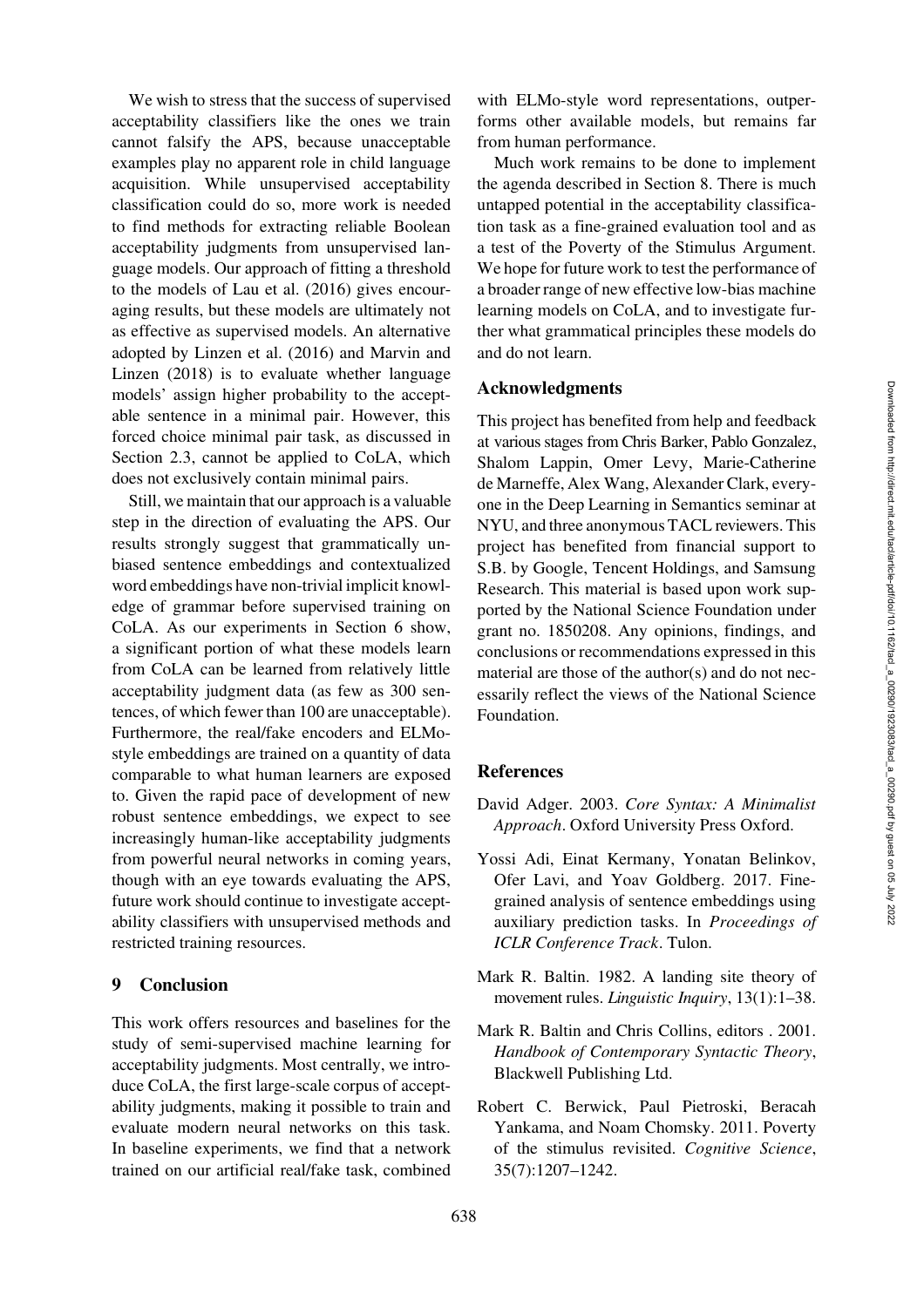We wish to stress that the success of supervised acceptability classifiers like the ones we train cannot falsify the APS, because unacceptable examples play no apparent role in child language acquisition. While unsupervised acceptability classification could do so, more work is needed to find methods for extracting reliable Boolean acceptability judgments from unsupervised language models. Our approach of fitting a threshold to the models of Lau et al. (2016) gives encouraging results, but these models are ultimately not as effective as supervised models. An alternative adopted by Linzen et al. (2016) and Marvin and Linzen (2018) is to evaluate whether language models' assign higher probability to the acceptable sentence in a minimal pair. However, this forced choice minimal pair task, as discussed in Section 2.3, cannot be applied to CoLA, which does not exclusively contain minimal pairs.

Still, we maintain that our approach is a valuable step in the direction of evaluating the APS. Our results strongly suggest that grammatically unbiased sentence embeddings and contextualized word embeddings have non-trivial implicit knowledge of grammar before supervised training on CoLA. As our experiments in Section 6 show, a significant portion of what these models learn from CoLA can be learned from relatively little acceptability judgment data (as few as 300 sentences, of which fewer than 100 are unacceptable). Furthermore, the real/fake encoders and ELMo-style embeddings are trained on a quantity of data comparable to what human learners are exposed to. Given the rapid pace of development of new robust sentence embeddings, we expect to see increasingly human-like acceptability judgments from powerful neural networks in coming years, though with an eye towards evaluating the APS, future work should continue to investigate acceptability classifiers with unsupervised methods and restricted training resources.

## 9 Conclusion

This work offers resources and baselines for the study of semi-supervised machine learning for acceptability judgments. Most centrally, we introduce CoLA, the first large-scale corpus of acceptability judgments, making it possible to train and evaluate modern neural networks on this task. In baseline experiments, we find that a network trained on our artificial real/fake task, combined with ELMo-style word representations, outperforms other available models, but remains far from human performance.

Much work remains to be done to implement the agenda described in Section 8. There is much untapped potential in the acceptability classification task as a fine-grained evaluation tool and as a test of the Poverty of the Stimulus Argument. We hope for future work to test the performance of a broader range of new effective low-bias machine learning models on CoLA, and to investigate further what grammatical principles these models do and do not learn.

## Acknowledgments

This project has benefited from help and feedback at various stages from Chris Barker, Pablo Gonzalez, Shalom Lappin, Omer Levy, Marie-Catherine de Marneffe, Alex Wang, Alexander Clark, everyone in the Deep Learning in Semantics seminar at NYU, and three anonymous TACL reviewers. This project has benefited from financial support to S.B. by Google, Tencent Holdings, and Samsung Research. This material is based upon work supported by the National Science Foundation under grant no. 1850208. Any opinions, findings, and conclusions or recommendations expressed in this material are those of the author(s) and do not necessarily reflect the views of the National Science Foundation.

## References

David Adger. 2003. *Core Syntax: A Minimalist Approach*. Oxford University Press Oxford.

Yossi Adi, Einat Kermany, Yonatan Belinkov, Ofer Lavi, and Yoav Goldberg. 2017. Fine-grained analysis of sentence embeddings using auxiliary prediction tasks. In *Proceedings of ICLR Conference Track*. Tulon.

Mark R. Baltin. 1982. A landing site theory of movement rules. *Linguistic Inquiry*, 13(1):1–38.

Mark R. Baltin and Chris Collins, editors . 2001. *Handbook of Contemporary Syntactic Theory*, Blackwell Publishing Ltd.

Robert C. Berwick, Paul Pietroski, Beracah Yankama, and Noam Chomsky. 2011. Poverty of the stimulus revisited. *Cognitive Science*, 35(7):1207–1242.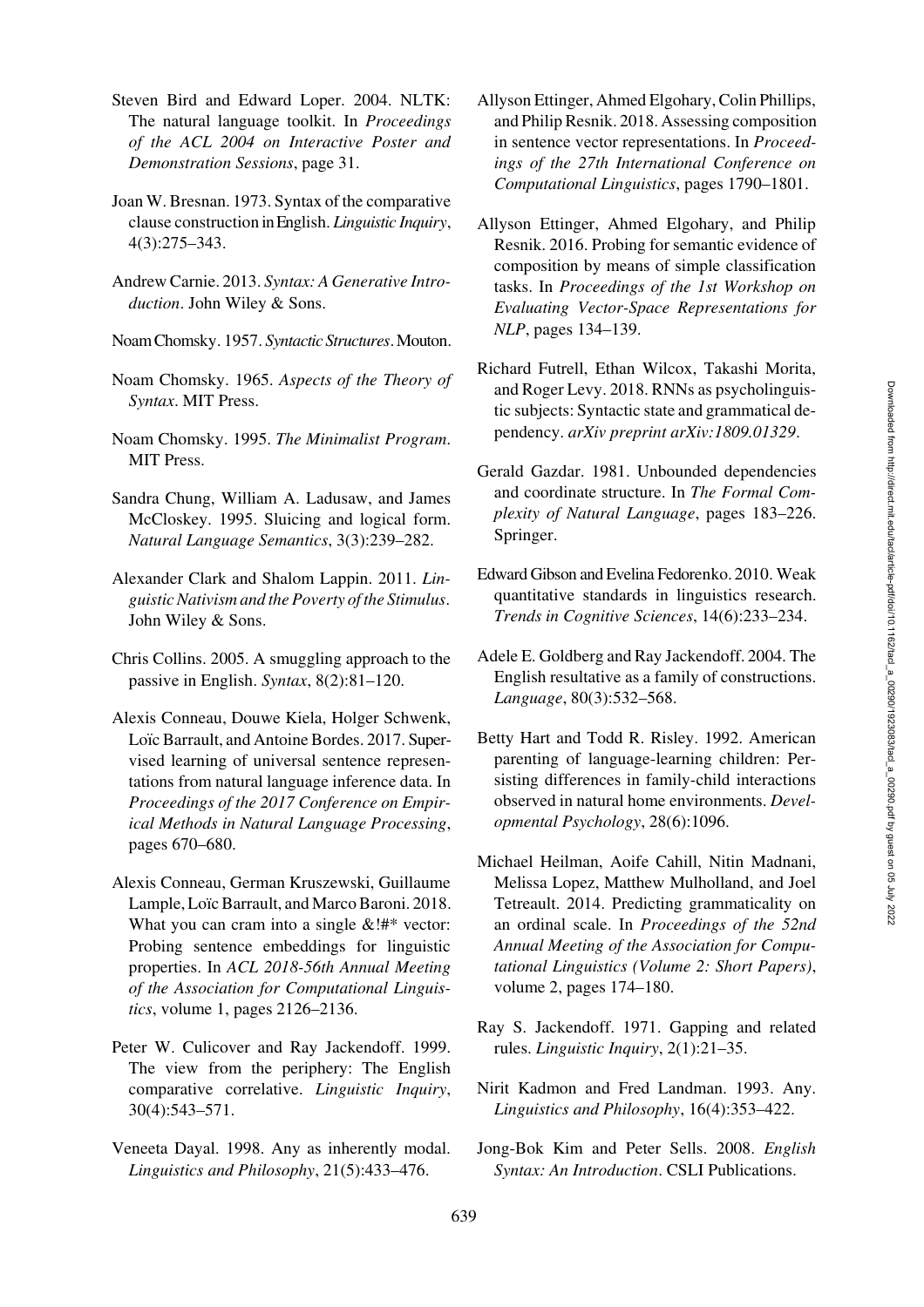Steven Bird and Edward Loper. 2004. NLTK: The natural language toolkit. In *Proceedings of the ACL 2004 on Interactive Poster and Demonstration Sessions*, page 31.

Joan W. Bresnan. 1973. Syntax of the comparative clause construction in English. *Linguistic Inquiry*, 4(3):275–343.

Andrew Carnie. 2013. *Syntax: A Generative Introduction*. John Wiley & Sons.

Noam Chomsky. 1957. *Syntactic Structures*. Mouton.

Noam Chomsky. 1965. *Aspects of the Theory of Syntax*. MIT Press.

Noam Chomsky. 1995. *The Minimalist Program*. MIT Press.

Sandra Chung, William A. Ladusaw, and James McCloskey. 1995. Sluicing and logical form. *Natural Language Semantics*, 3(3):239–282.

Alexander Clark and Shalom Lappin. 2011. *Linguistic Nativism and the Poverty of the Stimulus*. John Wiley & Sons.

Chris Collins. 2005. A smuggling approach to the passive in English. *Syntax*, 8(2):81–120.

Alexis Conneau, Douwe Kiela, Holger Schwenk, Loïc Barrault, and Antoine Bordes. 2017. Supervised learning of universal sentence representations from natural language inference data. In *Proceedings of the 2017 Conference on Empirical Methods in Natural Language Processing*, pages 670–680.

Alexis Conneau, German Kruszewski, Guillaume Lample, Loïc Barrault, and Marco Baroni. 2018. What you can cram into a single &!#* vector: Probing sentence embeddings for linguistic properties. In *ACL 2018-56th Annual Meeting of the Association for Computational Linguistics*, volume 1, pages 2126–2136.

Peter W. Culicover and Ray Jackendoff. 1999. The view from the periphery: The English comparative correlative. *Linguistic Inquiry*, 30(4):543–571.

Veneeta Dayal. 1998. Any as inherently modal. *Linguistics and Philosophy*, 21(5):433–476.

Allyson Ettinger, Ahmed Elgohary, Colin Phillips, and Philip Resnik. 2018. Assessing composition in sentence vector representations. In *Proceedings of the 27th International Conference on Computational Linguistics*, pages 1790–1801.

Allyson Ettinger, Ahmed Elgohary, and Philip Resnik. 2016. Probing for semantic evidence of composition by means of simple classification tasks. In *Proceedings of the 1st Workshop on Evaluating Vector-Space Representations for NLP*, pages 134–139.

Richard Futrell, Ethan Wilcox, Takashi Morita, and Roger Levy. 2018. RNNs as psycholinguistic subjects: Syntactic state and grammatical dependency. *arXiv preprint arXiv:1809.01329*.

Gerald Gazdar. 1981. Unbounded dependencies and coordinate structure. In *The Formal Complexity of Natural Language*, pages 183–226. Springer.

Edward Gibson and Evelina Fedorenko. 2010. Weak quantitative standards in linguistics research. *Trends in Cognitive Sciences*, 14(6):233–234.

Adele E. Goldberg and Ray Jackendoff. 2004. The English resultative as a family of constructions. *Language*, 80(3):532–568.

Betty Hart and Todd R. Risley. 1992. American parenting of language-learning children: Persisting differences in family-child interactions observed in natural home environments. *Developmental Psychology*, 28(6):1096.

Michael Heilman, Aoife Cahill, Nitin Madnani, Melissa Lopez, Matthew Mulholland, and Joel Tetreault. 2014. Predicting grammaticality on an ordinal scale. In *Proceedings of the 52nd Annual Meeting of the Association for Computational Linguistics (Volume 2: Short Papers)*, volume 2, pages 174–180.

Ray S. Jackendoff. 1971. Gapping and related rules. *Linguistic Inquiry*, 2(1):21–35.

Nirit Kadmon and Fred Landman. 1993. Any. *Linguistics and Philosophy*, 16(4):353–422.

Jong-Bok Kim and Peter Sells. 2008. *English Syntax: An Introduction*. CSLI Publications.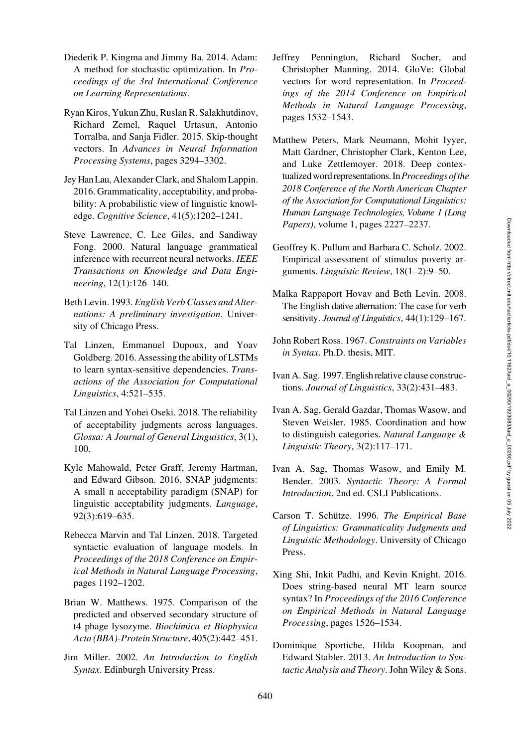Diederik P. Kingma and Jimmy Ba. 2014. Adam: A method for stochastic optimization. In *Proceedings of the 3rd International Conference on Learning Representations*.

Ryan Kiros, Yukun Zhu, Ruslan R. Salakhutdinov, Richard Zemel, Raquel Urtasun, Antonio Torralba, and Sanja Fidler. 2015. Skip-thought vectors. In *Advances in Neural Information Processing Systems*, pages 3294–3302.

Jey Han Lau, Alexander Clark, and Shalom Lappin. 2016. Grammaticality, acceptability, and probability: A probabilistic view of linguistic knowledge. *Cognitive Science*, 41(5):1202–1241.

Steve Lawrence, C. Lee Giles, and Sandiway Fong. 2000. Natural language grammatical inference with recurrent neural networks. *IEEE Transactions on Knowledge and Data Engineering*, 12(1):126–140.

Beth Levin. 1993. *English Verb Classes and Alternations: A preliminary investigation*. University of Chicago Press.

Tal Linzen, Emmanuel Dupoux, and Yoav Goldberg. 2016. Assessing the ability of LSTMs to learn syntax-sensitive dependencies. *Transactions of the Association for Computational Linguistics*, 4:521–535.

Tal Linzen and Yohei Oseki. 2018. The reliability of acceptability judgments across languages. *Glossa: A Journal of General Linguistics*, 3(1), 100.

Kyle Mahowald, Peter Graff, Jeremy Hartman, and Edward Gibson. 2016. SNAP judgments: A small n acceptability paradigm (SNAP) for linguistic acceptability judgments. *Language*, 92(3):619–635.

Rebecca Marvin and Tal Linzen. 2018. Targeted syntactic evaluation of language models. In *Proceedings of the 2018 Conference on Empirical Methods in Natural Language Processing*, pages 1192–1202.

Brian W. Matthews. 1975. Comparison of the predicted and observed secondary structure of t4 phage lysozyme. *Biochimica et Biophysica Acta (BBA)-Protein Structure*, 405(2):442–451.

Jim Miller. 2002. *An Introduction to English Syntax*. Edinburgh University Press.

Jeffrey Pennington, Richard Socher, and Christopher Manning. 2014. GloVe: Global vectors for word representation. In *Proceedings of the 2014 Conference on Empirical Methods in Natural Language Processing*, pages 1532–1543.

Matthew Peters, Mark Neumann, Mohit Iyyer, Matt Gardner, Christopher Clark, Kenton Lee, and Luke Zettlemoyer. 2018. Deep contextualized word representations. In *Proceedings of the 2018 Conference of the North American Chapter of the Association for Computational Linguistics: Human Language Technologies, Volume 1 (Long Papers)*, volume 1, pages 2227–2237.

Geoffrey K. Pullum and Barbara C. Scholz. 2002. Empirical assessment of stimulus poverty arguments. *Linguistic Review*, 18(1–2):9–50.

Malka Rappaport Hovav and Beth Levin. 2008. The English dative alternation: The case for verb sensitivity. *Journal of Linguistics*, 44(1):129–167.

John Robert Ross. 1967. *Constraints on Variables in Syntax*. Ph.D. thesis, MIT.

Ivan A. Sag. 1997. English relative clause constructions. *Journal of Linguistics*, 33(2):431–483.

Ivan A. Sag, Gerald Gazdar, Thomas Wasow, and Steven Weisler. 1985. Coordination and how to distinguish categories. *Natural Language & Linguistic Theory*, 3(2):117–171.

Ivan A. Sag, Thomas Wasow, and Emily M. Bender. 2003. *Syntactic Theory: A Formal Introduction*, 2nd ed. CSLI Publications.

Carson T. Schütze. 1996. *The Empirical Base of Linguistics: Grammaticality Judgments and Linguistic Methodology*. University of Chicago Press.

Xing Shi, Inkit Padhi, and Kevin Knight. 2016. Does string-based neural MT learn source syntax? In *Proceedings of the 2016 Conference on Empirical Methods in Natural Language Processing*, pages 1526–1534.

Dominique Sportiche, Hilda Koopman, and Edward Stabler. 2013. *An Introduction to Syntactic Analysis and Theory*. John Wiley & Sons.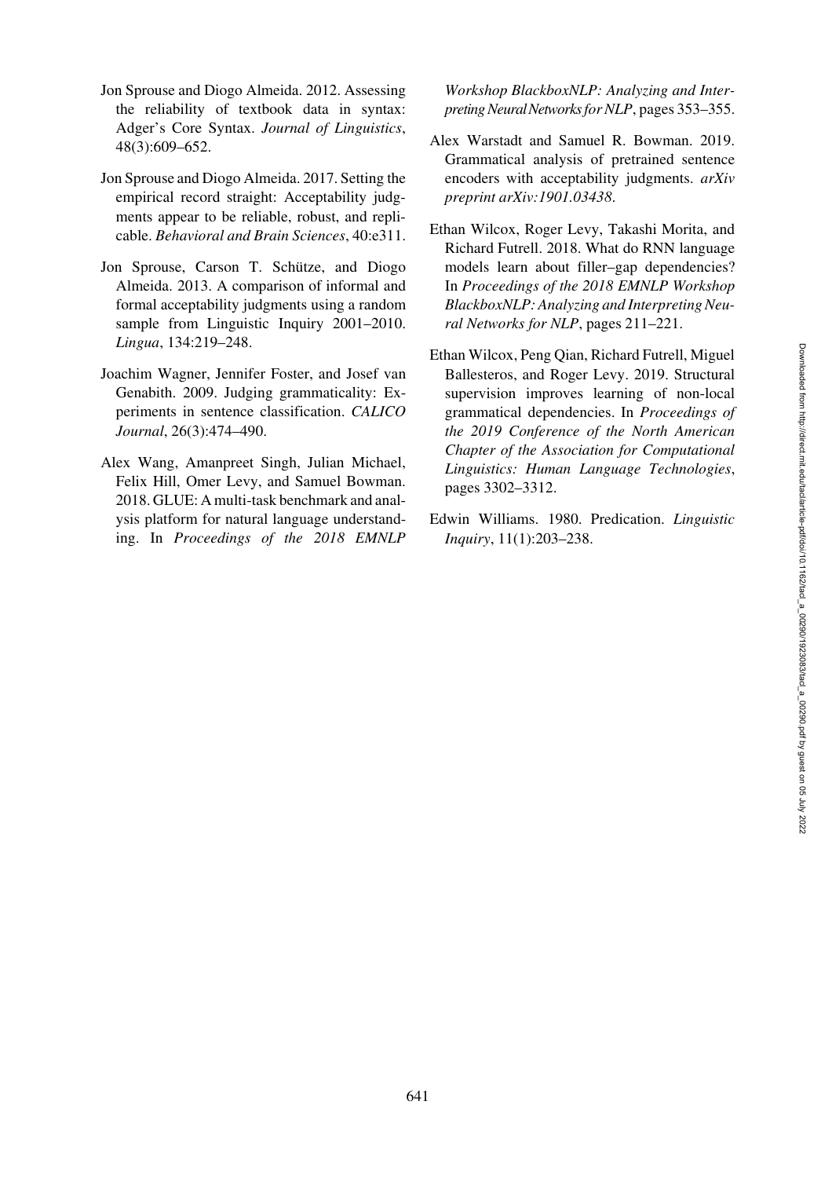Jon Sprouse and Diogo Almeida. 2012. Assessing the reliability of textbook data in syntax: Adger's Core Syntax. *Journal of Linguistics*, 48(3):609–652.

Jon Sprouse and Diogo Almeida. 2017. Setting the empirical record straight: Acceptability judgments appear to be reliable, robust, and replicable. *Behavioral and Brain Sciences*, 40:e311.

Jon Sprouse, Carson T. Schütze, and Diogo Almeida. 2013. A comparison of informal and formal acceptability judgments using a random sample from Linguistic Inquiry 2001–2010. *Lingua*, 134:219–248.

Joachim Wagner, Jennifer Foster, and Josef van Genabith. 2009. Judging grammaticality: Experiments in sentence classification. *CALICO Journal*, 26(3):474–490.

Alex Wang, Amanpreet Singh, Julian Michael, Felix Hill, Omer Levy, and Samuel Bowman. 2018. GLUE: A multi-task benchmark and analysis platform for natural language understanding. In *Proceedings of the 2018 EMNLP Workshop BlackboxNLP: Analyzing and Interpreting Neural Networks for NLP*, pages 353–355.

Alex Warstadt and Samuel R. Bowman. 2019. Grammatical analysis of pretrained sentence encoders with acceptability judgments. *arXiv preprint arXiv:1901.03438*.

Ethan Wilcox, Roger Levy, Takashi Morita, and Richard Futrell. 2018. What do RNN language models learn about filler–gap dependencies? In *Proceedings of the 2018 EMNLP Workshop BlackboxNLP: Analyzing and Interpreting Neural Networks for NLP*, pages 211–221.

Ethan Wilcox, Peng Qian, Richard Futrell, Miguel Ballesteros, and Roger Levy. 2019. Structural supervision improves learning of non-local grammatical dependencies. In *Proceedings of the 2019 Conference of the North American Chapter of the Association for Computational Linguistics: Human Language Technologies*, pages 3302–3312.

Edwin Williams. 1980. Predication. *Linguistic Inquiry*, 11(1):203–238.